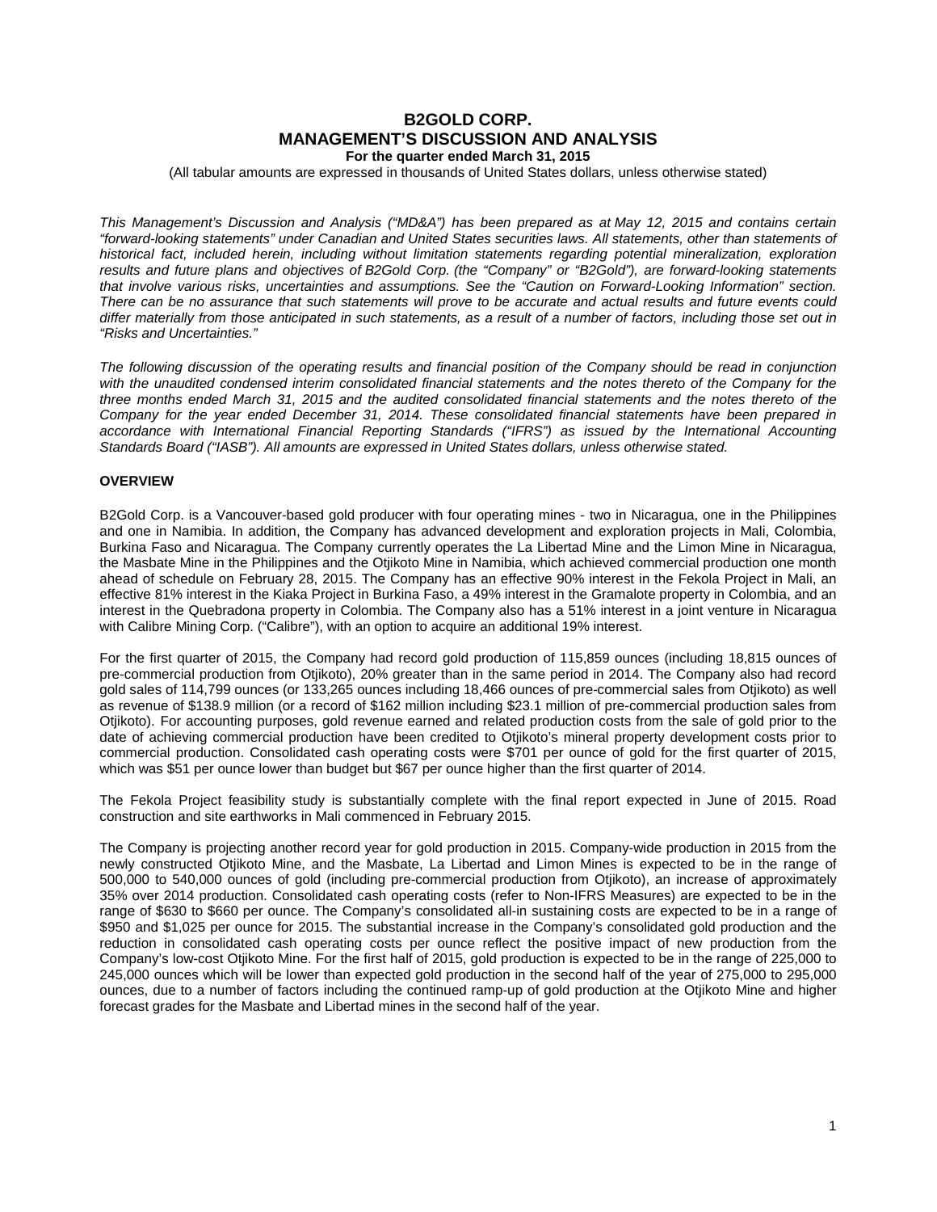# B2GOLD CORP.
## MANAGEMENT'S DISCUSSION AND ANALYSIS
**For the quarter ended March 31, 2015**

(All tabular amounts are expressed in thousands of United States dollars, unless otherwise stated)

*This Management's Discussion and Analysis ("MD&A") has been prepared as at May 12, 2015 and contains certain "forward-looking statements" under Canadian and United States securities laws. All statements, other than statements of historical fact, included herein, including without limitation statements regarding potential mineralization, exploration results and future plans and objectives of B2Gold Corp. (the "Company" or "B2Gold"), are forward-looking statements that involve various risks, uncertainties and assumptions. See the "Caution on Forward-Looking Information" section. There can be no assurance that such statements will prove to be accurate and actual results and future events could differ materially from those anticipated in such statements, as a result of a number of factors, including those set out in "Risks and Uncertainties."*

*The following discussion of the operating results and financial position of the Company should be read in conjunction with the unaudited condensed interim consolidated financial statements and the notes thereto of the Company for the three months ended March 31, 2015 and the audited consolidated financial statements and the notes thereto of the Company for the year ended December 31, 2014. These consolidated financial statements have been prepared in accordance with International Financial Reporting Standards ("IFRS") as issued by the International Accounting Standards Board ("IASB"). All amounts are expressed in United States dollars, unless otherwise stated.*

### OVERVIEW

B2Gold Corp. is a Vancouver-based gold producer with four operating mines - two in Nicaragua, one in the Philippines and one in Namibia. In addition, the Company has advanced development and exploration projects in Mali, Colombia, Burkina Faso and Nicaragua. The Company currently operates the La Libertad Mine and the Limon Mine in Nicaragua, the Masbate Mine in the Philippines and the Otjikoto Mine in Namibia, which achieved commercial production one month ahead of schedule on February 28, 2015. The Company has an effective 90% interest in the Fekola Project in Mali, an effective 81% interest in the Kiaka Project in Burkina Faso, a 49% interest in the Gramalote property in Colombia, and an interest in the Quebradona property in Colombia. The Company also has a 51% interest in a joint venture in Nicaragua with Calibre Mining Corp. ("Calibre"), with an option to acquire an additional 19% interest.

For the first quarter of 2015, the Company had record gold production of 115,859 ounces (including 18,815 ounces of pre-commercial production from Otjikoto), 20% greater than in the same period in 2014. The Company also had record gold sales of 114,799 ounces (or 133,265 ounces including 18,466 ounces of pre-commercial sales from Otjikoto) as well as revenue of $138.9 million (or a record of $162 million including $23.1 million of pre-commercial production sales from Otjikoto). For accounting purposes, gold revenue earned and related production costs from the sale of gold prior to the date of achieving commercial production have been credited to Otjikoto's mineral property development costs prior to commercial production. Consolidated cash operating costs were $701 per ounce of gold for the first quarter of 2015, which was $51 per ounce lower than budget but $67 per ounce higher than the first quarter of 2014.

The Fekola Project feasibility study is substantially complete with the final report expected in June of 2015. Road construction and site earthworks in Mali commenced in February 2015.

The Company is projecting another record year for gold production in 2015. Company-wide production in 2015 from the newly constructed Otjikoto Mine, and the Masbate, La Libertad and Limon Mines is expected to be in the range of 500,000 to 540,000 ounces of gold (including pre-commercial production from Otjikoto), an increase of approximately 35% over 2014 production. Consolidated cash operating costs (refer to Non-IFRS Measures) are expected to be in the range of $630 to $660 per ounce. The Company's consolidated all-in sustaining costs are expected to be in a range of $950 and $1,025 per ounce for 2015. The substantial increase in the Company's consolidated gold production and the reduction in consolidated cash operating costs per ounce reflect the positive impact of new production from the Company's low-cost Otjikoto Mine. For the first half of 2015, gold production is expected to be in the range of 225,000 to 245,000 ounces which will be lower than expected gold production in the second half of the year of 275,000 to 295,000 ounces, due to a number of factors including the continued ramp-up of gold production at the Otjikoto Mine and higher forecast grades for the Masbate and Libertad mines in the second half of the year.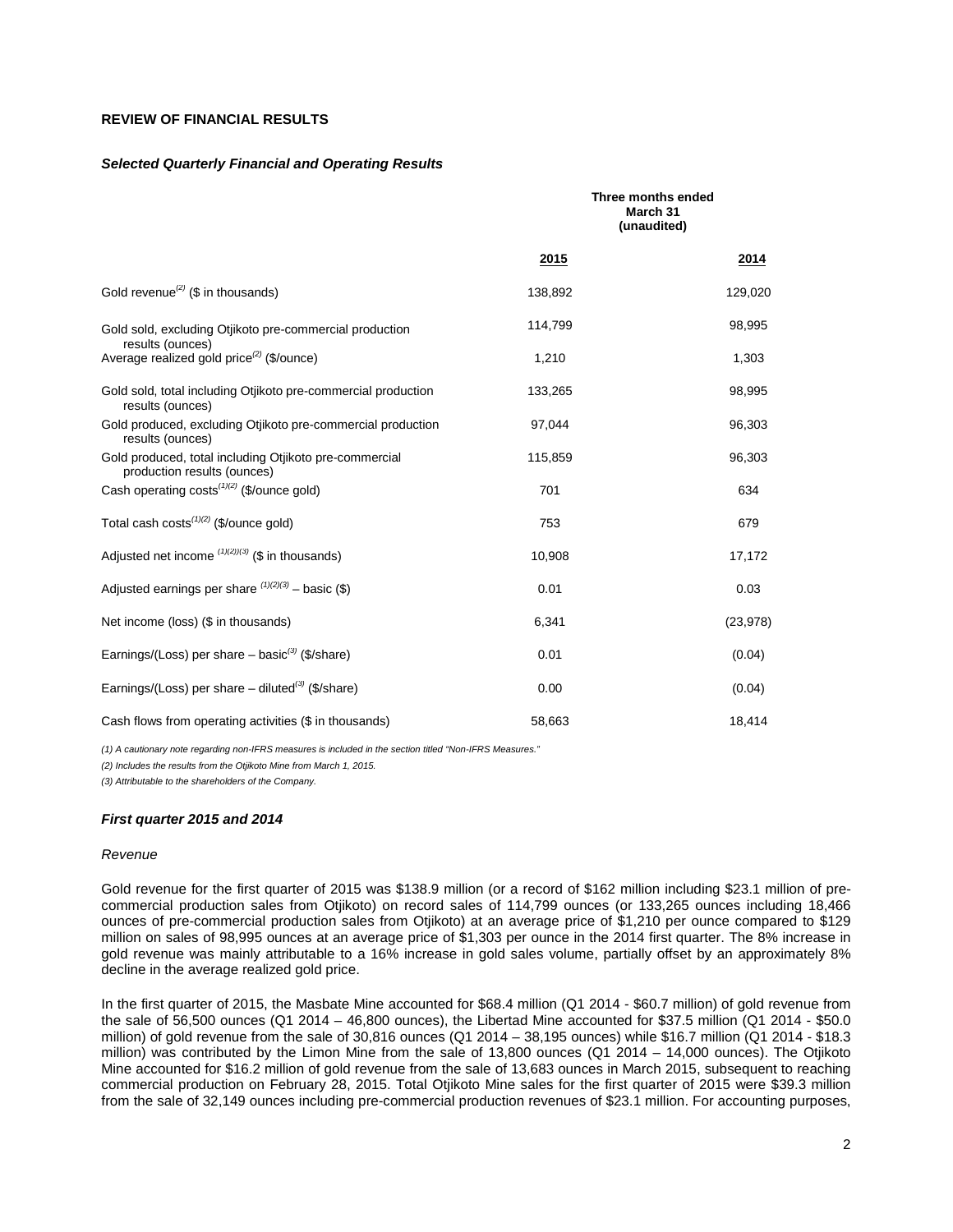## REVIEW OF FINANCIAL RESULTS

### *Selected Quarterly Financial and Operating Results*

| | **Three months ended March 31 (unaudited)** | |
|---|---|---|
| | **2015** | **2014** |
| Gold revenue[2] ($ in thousands) | 138,892 | 129,020 |
| Gold sold, excluding Otjikoto pre-commercial production results (ounces) | 114,799 | 98,995 |
| Average realized gold price[2] ($/ounce) | 1,210 | 1,303 |
| Gold sold, total including Otjikoto pre-commercial production results (ounces) | 133,265 | 98,995 |
| Gold produced, excluding Otjikoto pre-commercial production results (ounces) | 97,044 | 96,303 |
| Gold produced, total including Otjikoto pre-commercial production results (ounces) | 115,859 | 96,303 |
| Cash operating costs[1][2] ($/ounce gold) | 701 | 634 |
| Total cash costs[1][2] ($/ounce gold) | 753 | 679 |
| Adjusted net income [1][2][3] ($ in thousands) | 10,908 | 17,172 |
| Adjusted earnings per share [1][2][3] – basic ($) | 0.01 | 0.03 |
| Net income (loss) ($ in thousands) | 6,341 | (23,978) |
| Earnings/(Loss) per share – basic[3] ($/share) | 0.01 | (0.04) |
| Earnings/(Loss) per share – diluted[3] ($/share) | 0.00 | (0.04) |
| Cash flows from operating activities ($ in thousands) | 58,663 | 18,414 |

*(1) A cautionary note regarding non-IFRS measures is included in the section titled "Non-IFRS Measures."*

*(2) Includes the results from the Otjikoto Mine from March 1, 2015.*

*(3) Attributable to the shareholders of the Company.*

### *First quarter 2015 and 2014*

*Revenue*

Gold revenue for the first quarter of 2015 was $138.9 million (or a record of $162 million including $23.1 million of pre-commercial production sales from Otjikoto) on record sales of 114,799 ounces (or 133,265 ounces including 18,466 ounces of pre-commercial production sales from Otjikoto) at an average price of $1,210 per ounce compared to $129 million on sales of 98,995 ounces at an average price of $1,303 per ounce in the 2014 first quarter. The 8% increase in gold revenue was mainly attributable to a 16% increase in gold sales volume, partially offset by an approximately 8% decline in the average realized gold price.

In the first quarter of 2015, the Masbate Mine accounted for $68.4 million (Q1 2014 - $60.7 million) of gold revenue from the sale of 56,500 ounces (Q1 2014 – 46,800 ounces), the Libertad Mine accounted for $37.5 million (Q1 2014 - $50.0 million) of gold revenue from the sale of 30,816 ounces (Q1 2014 – 38,195 ounces) while $16.7 million (Q1 2014 - $18.3 million) was contributed by the Limon Mine from the sale of 13,800 ounces (Q1 2014 – 14,000 ounces). The Otjikoto Mine accounted for $16.2 million of gold revenue from the sale of 13,683 ounces in March 2015, subsequent to reaching commercial production on February 28, 2015. Total Otjikoto Mine sales for the first quarter of 2015 were $39.3 million from the sale of 32,149 ounces including pre-commercial production revenues of $23.1 million. For accounting purposes,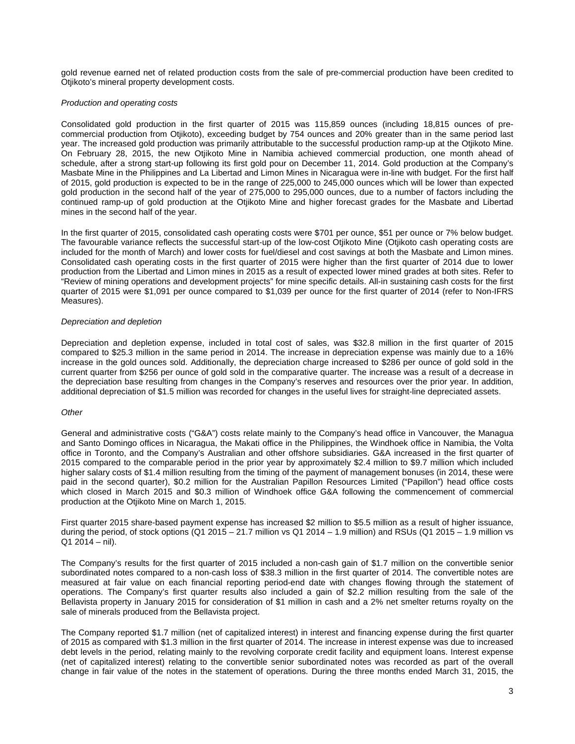gold revenue earned net of related production costs from the sale of pre-commercial production have been credited to Otjikoto's mineral property development costs.

*Production and operating costs*

Consolidated gold production in the first quarter of 2015 was 115,859 ounces (including 18,815 ounces of pre-commercial production from Otjikoto), exceeding budget by 754 ounces and 20% greater than in the same period last year. The increased gold production was primarily attributable to the successful production ramp-up at the Otjikoto Mine. On February 28, 2015, the new Otjikoto Mine in Namibia achieved commercial production, one month ahead of schedule, after a strong start-up following its first gold pour on December 11, 2014. Gold production at the Company's Masbate Mine in the Philippines and La Libertad and Limon Mines in Nicaragua were in-line with budget. For the first half of 2015, gold production is expected to be in the range of 225,000 to 245,000 ounces which will be lower than expected gold production in the second half of the year of 275,000 to 295,000 ounces, due to a number of factors including the continued ramp-up of gold production at the Otjikoto Mine and higher forecast grades for the Masbate and Libertad mines in the second half of the year.

In the first quarter of 2015, consolidated cash operating costs were $701 per ounce, $51 per ounce or 7% below budget. The favourable variance reflects the successful start-up of the low-cost Otjikoto Mine (Otjikoto cash operating costs are included for the month of March) and lower costs for fuel/diesel and cost savings at both the Masbate and Limon mines. Consolidated cash operating costs in the first quarter of 2015 were higher than the first quarter of 2014 due to lower production from the Libertad and Limon mines in 2015 as a result of expected lower mined grades at both sites. Refer to "Review of mining operations and development projects" for mine specific details. All-in sustaining cash costs for the first quarter of 2015 were $1,091 per ounce compared to $1,039 per ounce for the first quarter of 2014 (refer to Non-IFRS Measures).

*Depreciation and depletion*

Depreciation and depletion expense, included in total cost of sales, was $32.8 million in the first quarter of 2015 compared to $25.3 million in the same period in 2014. The increase in depreciation expense was mainly due to a 16% increase in the gold ounces sold. Additionally, the depreciation charge increased to $286 per ounce of gold sold in the current quarter from $256 per ounce of gold sold in the comparative quarter. The increase was a result of a decrease in the depreciation base resulting from changes in the Company's reserves and resources over the prior year. In addition, additional depreciation of $1.5 million was recorded for changes in the useful lives for straight-line depreciated assets.

*Other*

General and administrative costs ("G&A") costs relate mainly to the Company's head office in Vancouver, the Managua and Santo Domingo offices in Nicaragua, the Makati office in the Philippines, the Windhoek office in Namibia, the Volta office in Toronto, and the Company's Australian and other offshore subsidiaries. G&A increased in the first quarter of 2015 compared to the comparable period in the prior year by approximately $2.4 million to $9.7 million which included higher salary costs of $1.4 million resulting from the timing of the payment of management bonuses (in 2014, these were paid in the second quarter), $0.2 million for the Australian Papillon Resources Limited ("Papillon") head office costs which closed in March 2015 and $0.3 million of Windhoek office G&A following the commencement of commercial production at the Otjikoto Mine on March 1, 2015.

First quarter 2015 share-based payment expense has increased $2 million to $5.5 million as a result of higher issuance, during the period, of stock options (Q1 2015 – 21.7 million vs Q1 2014 – 1.9 million) and RSUs (Q1 2015 – 1.9 million vs Q1 2014 – nil).

The Company's results for the first quarter of 2015 included a non-cash gain of $1.7 million on the convertible senior subordinated notes compared to a non-cash loss of $38.3 million in the first quarter of 2014. The convertible notes are measured at fair value on each financial reporting period-end date with changes flowing through the statement of operations. The Company's first quarter results also included a gain of $2.2 million resulting from the sale of the Bellavista property in January 2015 for consideration of $1 million in cash and a 2% net smelter returns royalty on the sale of minerals produced from the Bellavista project.

The Company reported $1.7 million (net of capitalized interest) in interest and financing expense during the first quarter of 2015 as compared with $1.3 million in the first quarter of 2014. The increase in interest expense was due to increased debt levels in the period, relating mainly to the revolving corporate credit facility and equipment loans. Interest expense (net of capitalized interest) relating to the convertible senior subordinated notes was recorded as part of the overall change in fair value of the notes in the statement of operations. During the three months ended March 31, 2015, the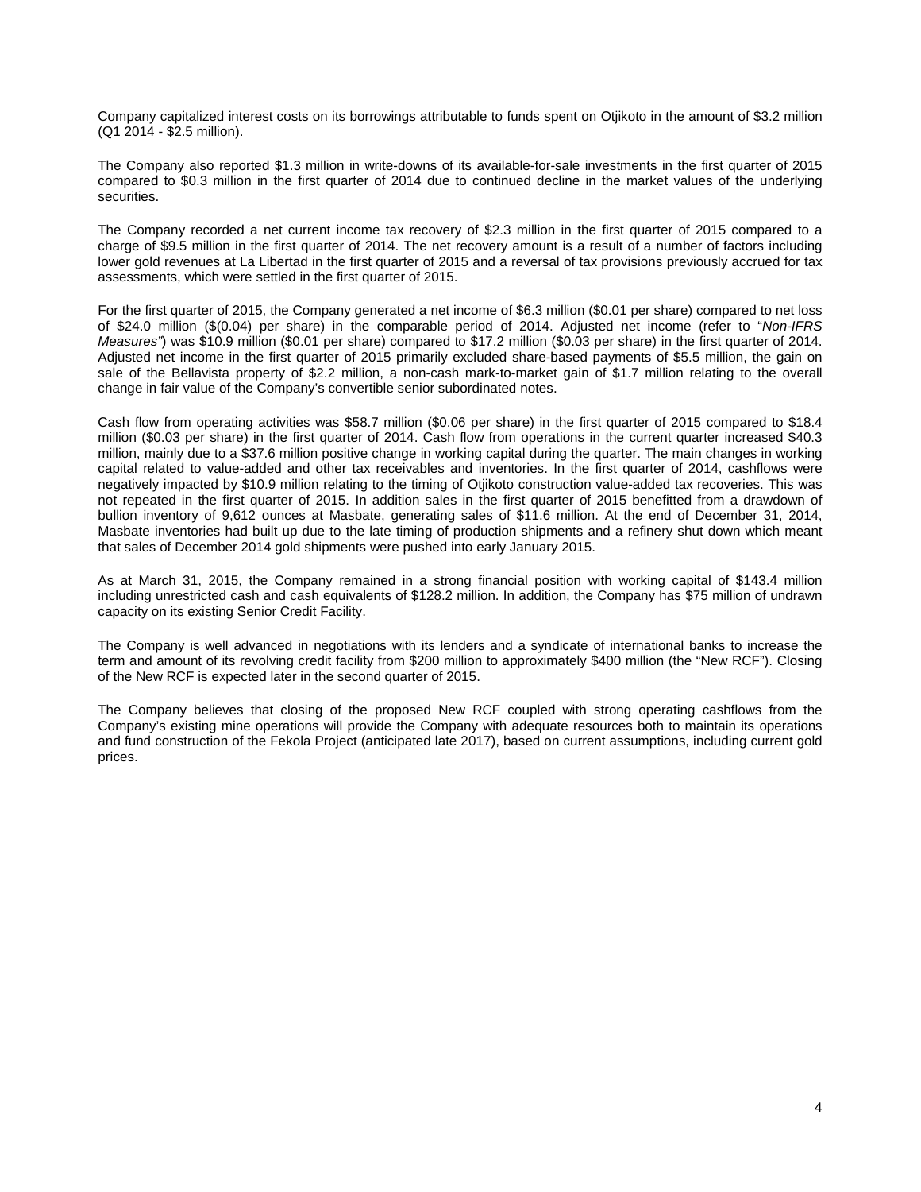Company capitalized interest costs on its borrowings attributable to funds spent on Otjikoto in the amount of $3.2 million (Q1 2014 - $2.5 million).

The Company also reported $1.3 million in write-downs of its available-for-sale investments in the first quarter of 2015 compared to $0.3 million in the first quarter of 2014 due to continued decline in the market values of the underlying securities.

The Company recorded a net current income tax recovery of $2.3 million in the first quarter of 2015 compared to a charge of $9.5 million in the first quarter of 2014. The net recovery amount is a result of a number of factors including lower gold revenues at La Libertad in the first quarter of 2015 and a reversal of tax provisions previously accrued for tax assessments, which were settled in the first quarter of 2015.

For the first quarter of 2015, the Company generated a net income of $6.3 million ($0.01 per share) compared to net loss of $24.0 million ($(0.04) per share) in the comparable period of 2014. Adjusted net income (refer to "*Non-IFRS Measures"*) was $10.9 million ($0.01 per share) compared to $17.2 million ($0.03 per share) in the first quarter of 2014. Adjusted net income in the first quarter of 2015 primarily excluded share-based payments of $5.5 million, the gain on sale of the Bellavista property of $2.2 million, a non-cash mark-to-market gain of $1.7 million relating to the overall change in fair value of the Company's convertible senior subordinated notes.

Cash flow from operating activities was $58.7 million ($0.06 per share) in the first quarter of 2015 compared to $18.4 million ($0.03 per share) in the first quarter of 2014. Cash flow from operations in the current quarter increased $40.3 million, mainly due to a $37.6 million positive change in working capital during the quarter. The main changes in working capital related to value-added and other tax receivables and inventories. In the first quarter of 2014, cashflows were negatively impacted by $10.9 million relating to the timing of Otjikoto construction value-added tax recoveries. This was not repeated in the first quarter of 2015. In addition sales in the first quarter of 2015 benefitted from a drawdown of bullion inventory of 9,612 ounces at Masbate, generating sales of $11.6 million. At the end of December 31, 2014, Masbate inventories had built up due to the late timing of production shipments and a refinery shut down which meant that sales of December 2014 gold shipments were pushed into early January 2015.

As at March 31, 2015, the Company remained in a strong financial position with working capital of $143.4 million including unrestricted cash and cash equivalents of $128.2 million. In addition, the Company has $75 million of undrawn capacity on its existing Senior Credit Facility.

The Company is well advanced in negotiations with its lenders and a syndicate of international banks to increase the term and amount of its revolving credit facility from $200 million to approximately $400 million (the "New RCF"). Closing of the New RCF is expected later in the second quarter of 2015.

The Company believes that closing of the proposed New RCF coupled with strong operating cashflows from the Company's existing mine operations will provide the Company with adequate resources both to maintain its operations and fund construction of the Fekola Project (anticipated late 2017), based on current assumptions, including current gold prices.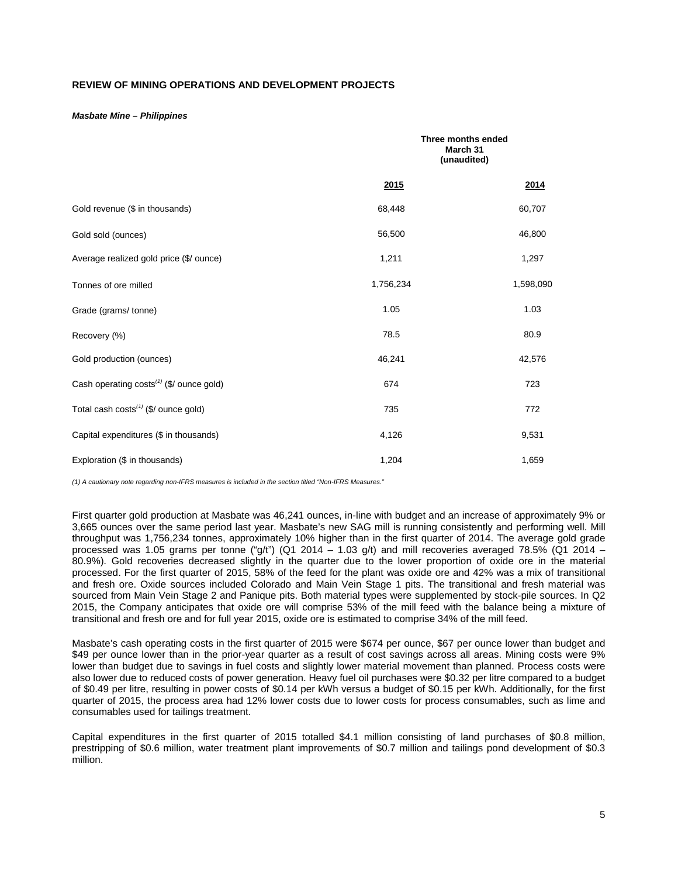## REVIEW OF MINING OPERATIONS AND DEVELOPMENT PROJECTS

***Masbate Mine – Philippines***

| | Three months ended March 31 (unaudited) | |
|---|---|---|
| | **2015** | **2014** |
| Gold revenue ($ in thousands) | 68,448 | 60,707 |
| Gold sold (ounces) | 56,500 | 46,800 |
| Average realized gold price ($/ ounce) | 1,211 | 1,297 |
| Tonnes of ore milled | 1,756,234 | 1,598,090 |
| Grade (grams/ tonne) | 1.05 | 1.03 |
| Recovery (%) | 78.5 | 80.9 |
| Gold production (ounces) | 46,241 | 42,576 |
| Cash operating costs[(1)] ($/ ounce gold) | 674 | 723 |
| Total cash costs[(1)] ($/ ounce gold) | 735 | 772 |
| Capital expenditures ($ in thousands) | 4,126 | 9,531 |
| Exploration ($ in thousands) | 1,204 | 1,659 |

*(1) A cautionary note regarding non-IFRS measures is included in the section titled "Non-IFRS Measures."*

First quarter gold production at Masbate was 46,241 ounces, in-line with budget and an increase of approximately 9% or 3,665 ounces over the same period last year. Masbate's new SAG mill is running consistently and performing well. Mill throughput was 1,756,234 tonnes, approximately 10% higher than in the first quarter of 2014. The average gold grade processed was 1.05 grams per tonne ("g/t") (Q1 2014 – 1.03 g/t) and mill recoveries averaged 78.5% (Q1 2014 – 80.9%). Gold recoveries decreased slightly in the quarter due to the lower proportion of oxide ore in the material processed. For the first quarter of 2015, 58% of the feed for the plant was oxide ore and 42% was a mix of transitional and fresh ore. Oxide sources included Colorado and Main Vein Stage 1 pits. The transitional and fresh material was sourced from Main Vein Stage 2 and Panique pits. Both material types were supplemented by stock-pile sources. In Q2 2015, the Company anticipates that oxide ore will comprise 53% of the mill feed with the balance being a mixture of transitional and fresh ore and for full year 2015, oxide ore is estimated to comprise 34% of the mill feed.

Masbate's cash operating costs in the first quarter of 2015 were $674 per ounce, $67 per ounce lower than budget and $49 per ounce lower than in the prior-year quarter as a result of cost savings across all areas. Mining costs were 9% lower than budget due to savings in fuel costs and slightly lower material movement than planned. Process costs were also lower due to reduced costs of power generation. Heavy fuel oil purchases were $0.32 per litre compared to a budget of $0.49 per litre, resulting in power costs of $0.14 per kWh versus a budget of $0.15 per kWh. Additionally, for the first quarter of 2015, the process area had 12% lower costs due to lower costs for process consumables, such as lime and consumables used for tailings treatment.

Capital expenditures in the first quarter of 2015 totalled $4.1 million consisting of land purchases of $0.8 million, prestripping of $0.6 million, water treatment plant improvements of $0.7 million and tailings pond development of $0.3 million.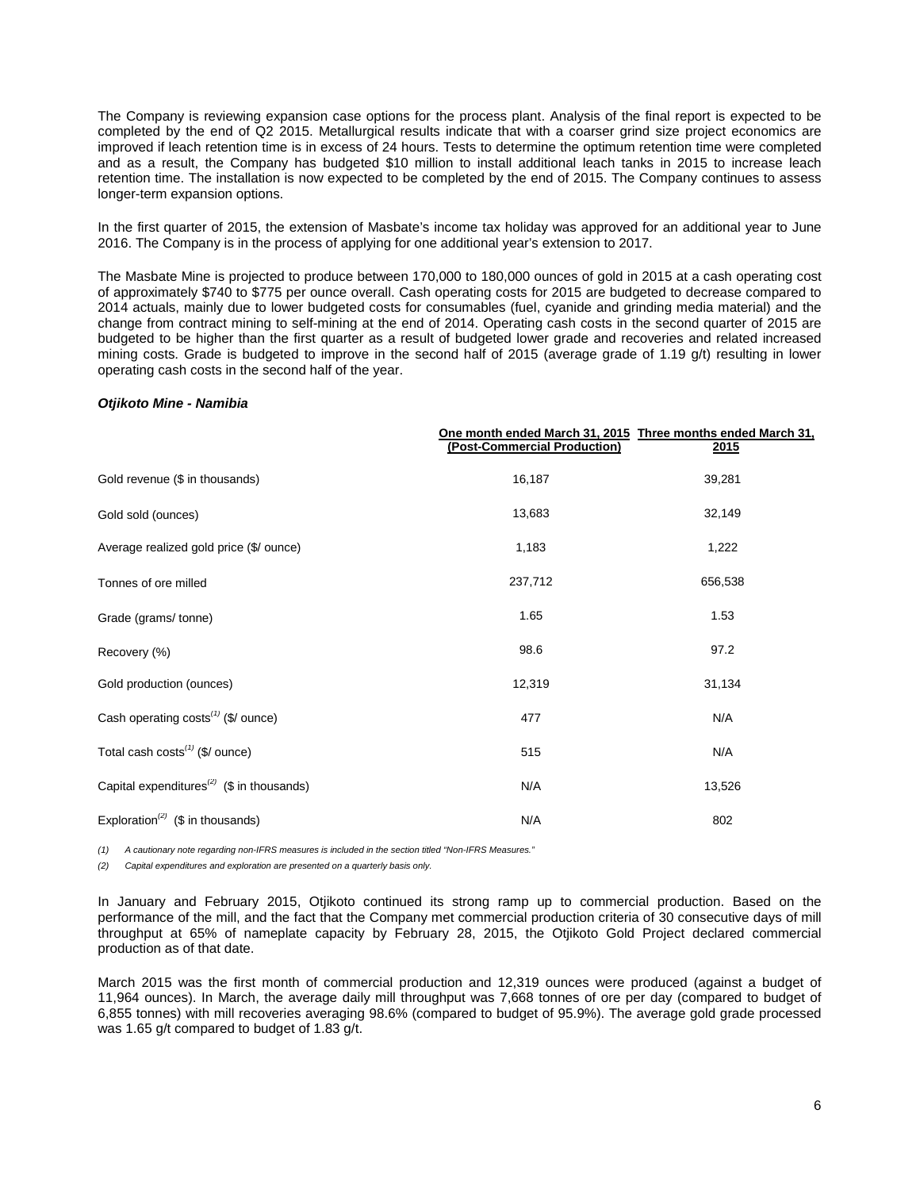The Company is reviewing expansion case options for the process plant. Analysis of the final report is expected to be completed by the end of Q2 2015. Metallurgical results indicate that with a coarser grind size project economics are improved if leach retention time is in excess of 24 hours. Tests to determine the optimum retention time were completed and as a result, the Company has budgeted $10 million to install additional leach tanks in 2015 to increase leach retention time. The installation is now expected to be completed by the end of 2015. The Company continues to assess longer-term expansion options.

In the first quarter of 2015, the extension of Masbate's income tax holiday was approved for an additional year to June 2016. The Company is in the process of applying for one additional year's extension to 2017.

The Masbate Mine is projected to produce between 170,000 to 180,000 ounces of gold in 2015 at a cash operating cost of approximately $740 to $775 per ounce overall. Cash operating costs for 2015 are budgeted to decrease compared to 2014 actuals, mainly due to lower budgeted costs for consumables (fuel, cyanide and grinding media material) and the change from contract mining to self-mining at the end of 2014. Operating cash costs in the second quarter of 2015 are budgeted to be higher than the first quarter as a result of budgeted lower grade and recoveries and related increased mining costs. Grade is budgeted to improve in the second half of 2015 (average grade of 1.19 g/t) resulting in lower operating cash costs in the second half of the year.

***Otjikoto Mine - Namibia***

| | One month ended March 31, 2015 (Post-Commercial Production) | Three months ended March 31, 2015 |
|---|---|---|
| Gold revenue ($ in thousands) | 16,187 | 39,281 |
| Gold sold (ounces) | 13,683 | 32,149 |
| Average realized gold price ($/ ounce) | 1,183 | 1,222 |
| Tonnes of ore milled | 237,712 | 656,538 |
| Grade (grams/ tonne) | 1.65 | 1.53 |
| Recovery (%) | 98.6 | 97.2 |
| Gold production (ounces) | 12,319 | 31,134 |
| Cash operating costs(1) ($/ ounce) | 477 | N/A |
| Total cash costs(1) ($/ ounce) | 515 | N/A |
| Capital expenditures(2) ($ in thousands) | N/A | 13,526 |
| Exploration(2) ($ in thousands) | N/A | 802 |

*(1) A cautionary note regarding non-IFRS measures is included in the section titled "Non-IFRS Measures."*

*(2) Capital expenditures and exploration are presented on a quarterly basis only.*

In January and February 2015, Otjikoto continued its strong ramp up to commercial production. Based on the performance of the mill, and the fact that the Company met commercial production criteria of 30 consecutive days of mill throughput at 65% of nameplate capacity by February 28, 2015, the Otjikoto Gold Project declared commercial production as of that date.

March 2015 was the first month of commercial production and 12,319 ounces were produced (against a budget of 11,964 ounces). In March, the average daily mill throughput was 7,668 tonnes of ore per day (compared to budget of 6,855 tonnes) with mill recoveries averaging 98.6% (compared to budget of 95.9%). The average gold grade processed was 1.65 g/t compared to budget of 1.83 g/t.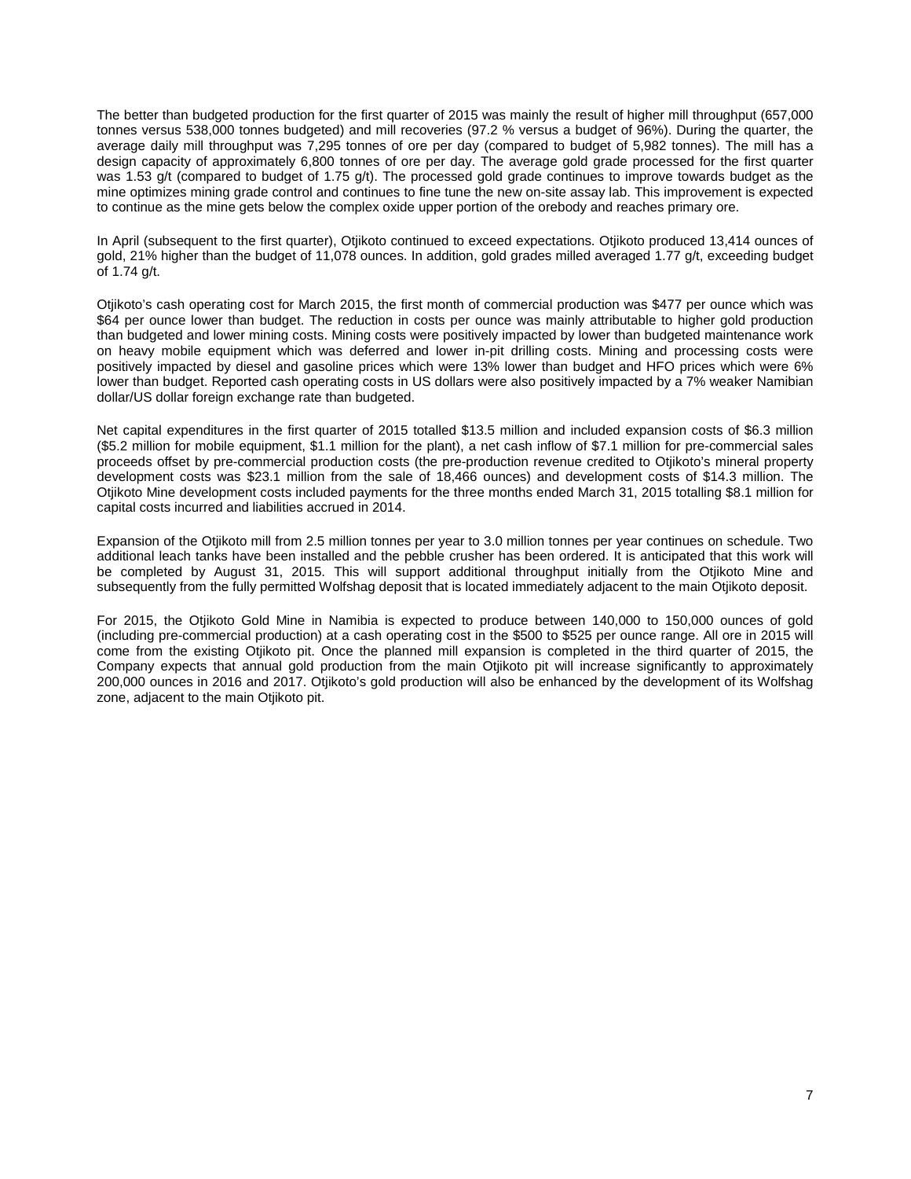The better than budgeted production for the first quarter of 2015 was mainly the result of higher mill throughput (657,000 tonnes versus 538,000 tonnes budgeted) and mill recoveries (97.2 % versus a budget of 96%). During the quarter, the average daily mill throughput was 7,295 tonnes of ore per day (compared to budget of 5,982 tonnes). The mill has a design capacity of approximately 6,800 tonnes of ore per day. The average gold grade processed for the first quarter was 1.53 g/t (compared to budget of 1.75 g/t). The processed gold grade continues to improve towards budget as the mine optimizes mining grade control and continues to fine tune the new on-site assay lab. This improvement is expected to continue as the mine gets below the complex oxide upper portion of the orebody and reaches primary ore.

In April (subsequent to the first quarter), Otjikoto continued to exceed expectations. Otjikoto produced 13,414 ounces of gold, 21% higher than the budget of 11,078 ounces. In addition, gold grades milled averaged 1.77 g/t, exceeding budget of 1.74 g/t.

Otjikoto's cash operating cost for March 2015, the first month of commercial production was $477 per ounce which was $64 per ounce lower than budget. The reduction in costs per ounce was mainly attributable to higher gold production than budgeted and lower mining costs. Mining costs were positively impacted by lower than budgeted maintenance work on heavy mobile equipment which was deferred and lower in-pit drilling costs. Mining and processing costs were positively impacted by diesel and gasoline prices which were 13% lower than budget and HFO prices which were 6% lower than budget. Reported cash operating costs in US dollars were also positively impacted by a 7% weaker Namibian dollar/US dollar foreign exchange rate than budgeted.

Net capital expenditures in the first quarter of 2015 totalled $13.5 million and included expansion costs of $6.3 million ($5.2 million for mobile equipment, $1.1 million for the plant), a net cash inflow of $7.1 million for pre-commercial sales proceeds offset by pre-commercial production costs (the pre-production revenue credited to Otjikoto's mineral property development costs was $23.1 million from the sale of 18,466 ounces) and development costs of $14.3 million. The Otjikoto Mine development costs included payments for the three months ended March 31, 2015 totalling $8.1 million for capital costs incurred and liabilities accrued in 2014.

Expansion of the Otjikoto mill from 2.5 million tonnes per year to 3.0 million tonnes per year continues on schedule. Two additional leach tanks have been installed and the pebble crusher has been ordered. It is anticipated that this work will be completed by August 31, 2015. This will support additional throughput initially from the Otjikoto Mine and subsequently from the fully permitted Wolfshag deposit that is located immediately adjacent to the main Otjikoto deposit.

For 2015, the Otjikoto Gold Mine in Namibia is expected to produce between 140,000 to 150,000 ounces of gold (including pre-commercial production) at a cash operating cost in the $500 to $525 per ounce range. All ore in 2015 will come from the existing Otjikoto pit. Once the planned mill expansion is completed in the third quarter of 2015, the Company expects that annual gold production from the main Otjikoto pit will increase significantly to approximately 200,000 ounces in 2016 and 2017. Otjikoto's gold production will also be enhanced by the development of its Wolfshag zone, adjacent to the main Otjikoto pit.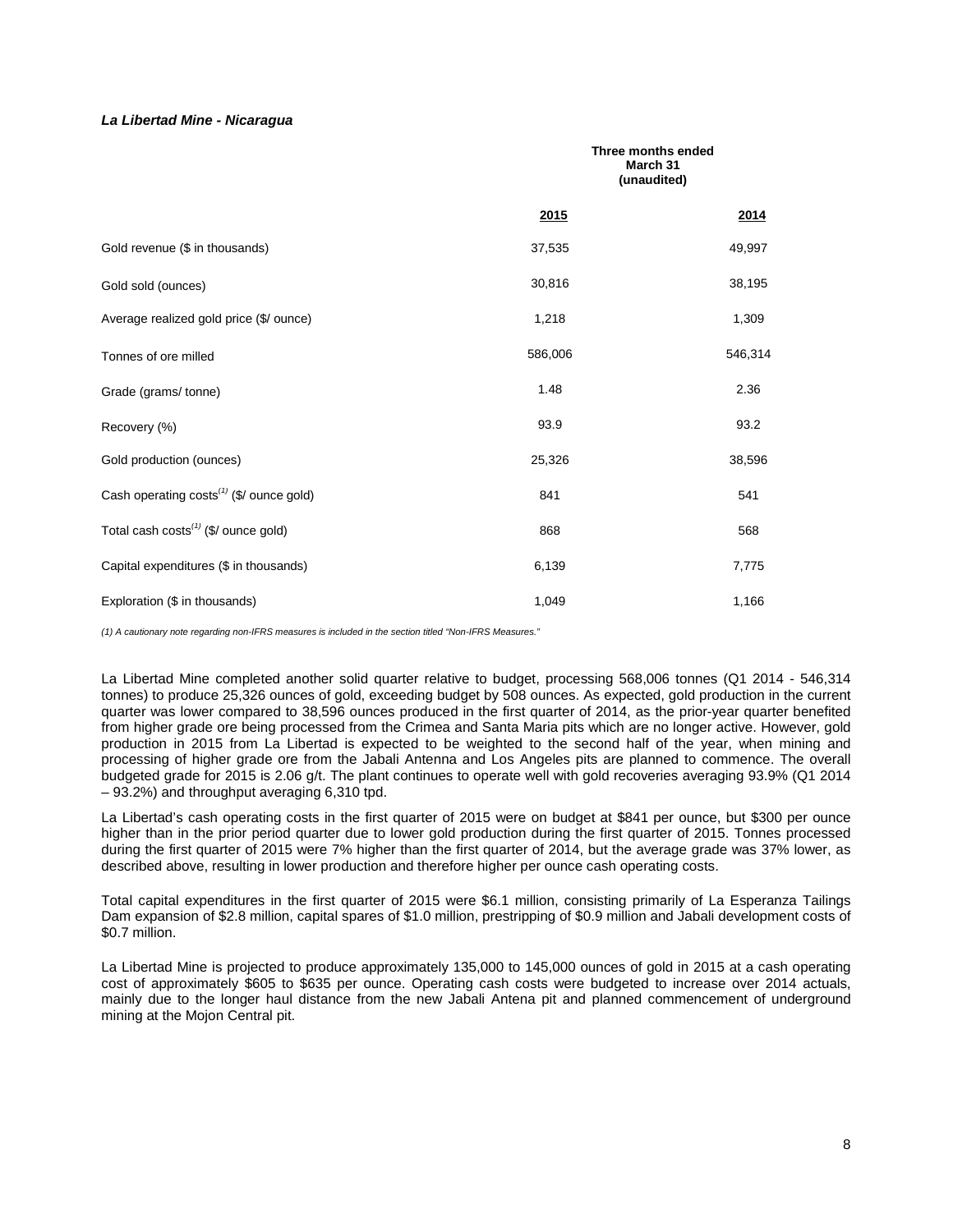***La Libertad Mine - Nicaragua***

| | Three months ended March 31 (unaudited) | |
|---|---|---|
| | **2015** | **2014** |
| Gold revenue ($ in thousands) | 37,535 | 49,997 |
| Gold sold (ounces) | 30,816 | 38,195 |
| Average realized gold price ($/ ounce) | 1,218 | 1,309 |
| Tonnes of ore milled | 586,006 | 546,314 |
| Grade (grams/ tonne) | 1.48 | 2.36 |
| Recovery (%) | 93.9 | 93.2 |
| Gold production (ounces) | 25,326 | 38,596 |
| Cash operating costs(1) ($/ ounce gold) | 841 | 541 |
| Total cash costs(1) ($/ ounce gold) | 868 | 568 |
| Capital expenditures ($ in thousands) | 6,139 | 7,775 |
| Exploration ($ in thousands) | 1,049 | 1,166 |

*(1) A cautionary note regarding non-IFRS measures is included in the section titled "Non-IFRS Measures."*

La Libertad Mine completed another solid quarter relative to budget, processing 568,006 tonnes (Q1 2014 - 546,314 tonnes) to produce 25,326 ounces of gold, exceeding budget by 508 ounces. As expected, gold production in the current quarter was lower compared to 38,596 ounces produced in the first quarter of 2014, as the prior-year quarter benefited from higher grade ore being processed from the Crimea and Santa Maria pits which are no longer active. However, gold production in 2015 from La Libertad is expected to be weighted to the second half of the year, when mining and processing of higher grade ore from the Jabali Antenna and Los Angeles pits are planned to commence. The overall budgeted grade for 2015 is 2.06 g/t. The plant continues to operate well with gold recoveries averaging 93.9% (Q1 2014 – 93.2%) and throughput averaging 6,310 tpd.

La Libertad's cash operating costs in the first quarter of 2015 were on budget at $841 per ounce, but $300 per ounce higher than in the prior period quarter due to lower gold production during the first quarter of 2015. Tonnes processed during the first quarter of 2015 were 7% higher than the first quarter of 2014, but the average grade was 37% lower, as described above, resulting in lower production and therefore higher per ounce cash operating costs.

Total capital expenditures in the first quarter of 2015 were $6.1 million, consisting primarily of La Esperanza Tailings Dam expansion of $2.8 million, capital spares of $1.0 million, prestripping of $0.9 million and Jabali development costs of $0.7 million.

La Libertad Mine is projected to produce approximately 135,000 to 145,000 ounces of gold in 2015 at a cash operating cost of approximately $605 to $635 per ounce. Operating cash costs were budgeted to increase over 2014 actuals, mainly due to the longer haul distance from the new Jabali Antena pit and planned commencement of underground mining at the Mojon Central pit.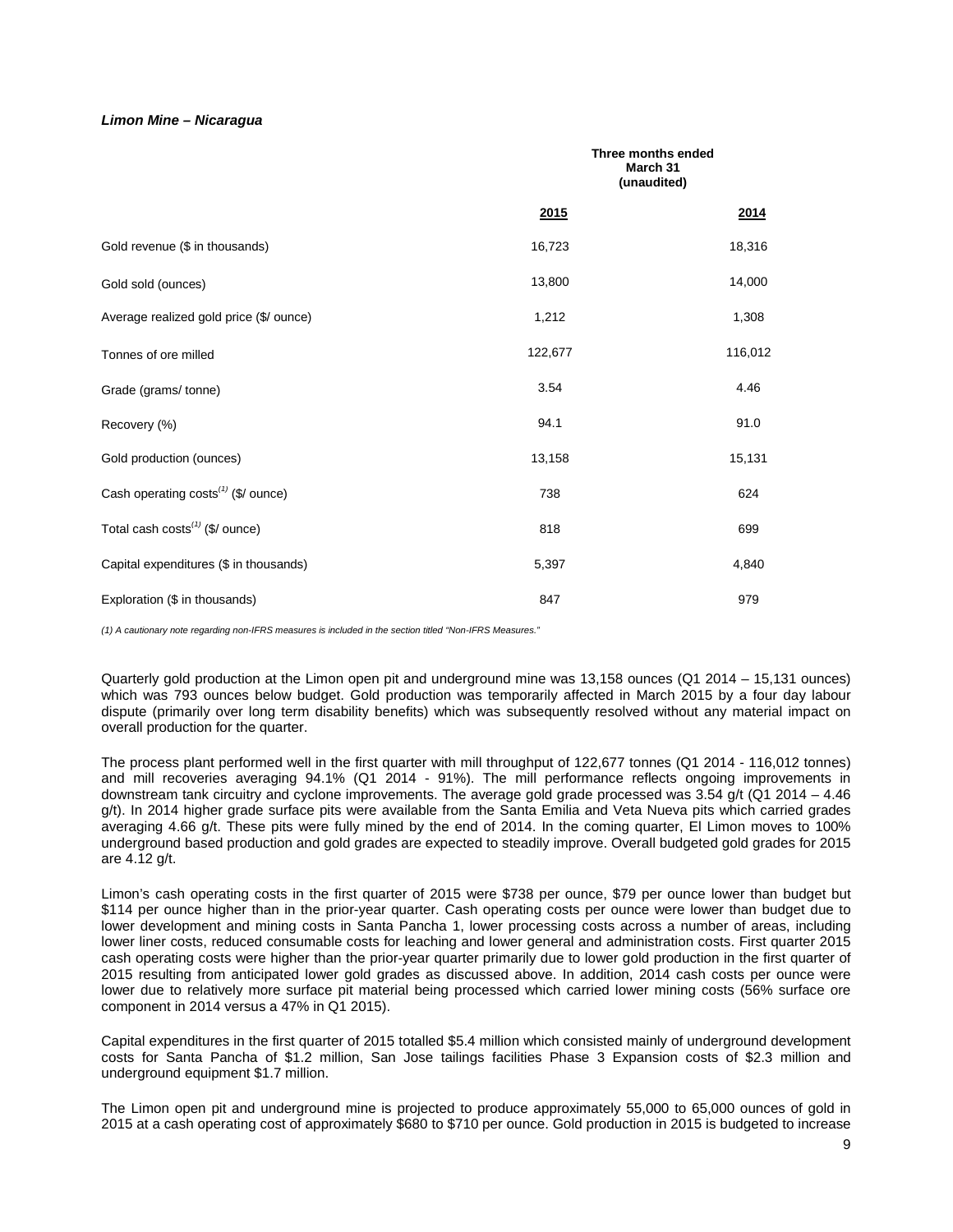***Limon Mine – Nicaragua***

| | Three months ended March 31 (unaudited) | |
|---|---|---|
| | **2015** | **2014** |
| Gold revenue ($ in thousands) | 16,723 | 18,316 |
| Gold sold (ounces) | 13,800 | 14,000 |
| Average realized gold price ($/ ounce) | 1,212 | 1,308 |
| Tonnes of ore milled | 122,677 | 116,012 |
| Grade (grams/ tonne) | 3.54 | 4.46 |
| Recovery (%) | 94.1 | 91.0 |
| Gold production (ounces) | 13,158 | 15,131 |
| Cash operating costs(1) ($/ ounce) | 738 | 624 |
| Total cash costs(1) ($/ ounce) | 818 | 699 |
| Capital expenditures ($ in thousands) | 5,397 | 4,840 |
| Exploration ($ in thousands) | 847 | 979 |

*(1) A cautionary note regarding non-IFRS measures is included in the section titled "Non-IFRS Measures."*

Quarterly gold production at the Limon open pit and underground mine was 13,158 ounces (Q1 2014 – 15,131 ounces) which was 793 ounces below budget. Gold production was temporarily affected in March 2015 by a four day labour dispute (primarily over long term disability benefits) which was subsequently resolved without any material impact on overall production for the quarter.

The process plant performed well in the first quarter with mill throughput of 122,677 tonnes (Q1 2014 - 116,012 tonnes) and mill recoveries averaging 94.1% (Q1 2014 - 91%). The mill performance reflects ongoing improvements in downstream tank circuitry and cyclone improvements. The average gold grade processed was 3.54 g/t (Q1 2014 – 4.46 g/t). In 2014 higher grade surface pits were available from the Santa Emilia and Veta Nueva pits which carried grades averaging 4.66 g/t. These pits were fully mined by the end of 2014. In the coming quarter, El Limon moves to 100% underground based production and gold grades are expected to steadily improve. Overall budgeted gold grades for 2015 are 4.12 g/t.

Limon's cash operating costs in the first quarter of 2015 were $738 per ounce, $79 per ounce lower than budget but $114 per ounce higher than in the prior-year quarter. Cash operating costs per ounce were lower than budget due to lower development and mining costs in Santa Pancha 1, lower processing costs across a number of areas, including lower liner costs, reduced consumable costs for leaching and lower general and administration costs. First quarter 2015 cash operating costs were higher than the prior-year quarter primarily due to lower gold production in the first quarter of 2015 resulting from anticipated lower gold grades as discussed above. In addition, 2014 cash costs per ounce were lower due to relatively more surface pit material being processed which carried lower mining costs (56% surface ore component in 2014 versus a 47% in Q1 2015).

Capital expenditures in the first quarter of 2015 totalled $5.4 million which consisted mainly of underground development costs for Santa Pancha of $1.2 million, San Jose tailings facilities Phase 3 Expansion costs of $2.3 million and underground equipment $1.7 million.

The Limon open pit and underground mine is projected to produce approximately 55,000 to 65,000 ounces of gold in 2015 at a cash operating cost of approximately $680 to $710 per ounce. Gold production in 2015 is budgeted to increase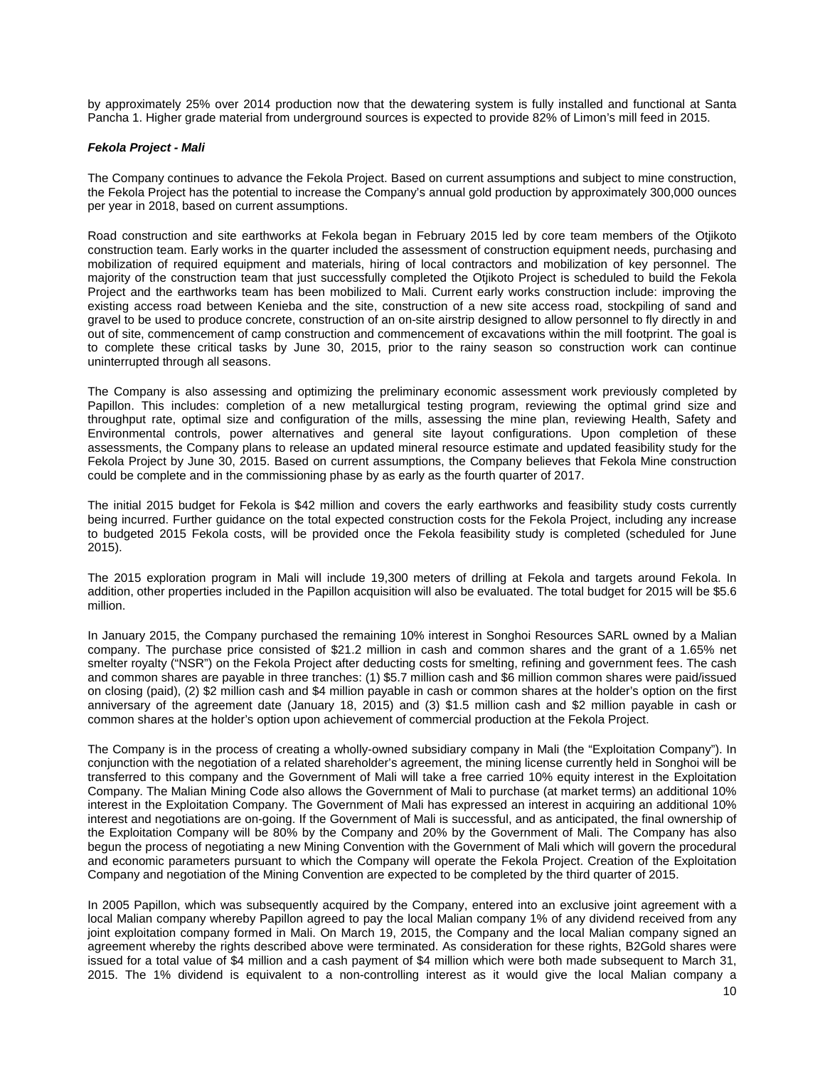by approximately 25% over 2014 production now that the dewatering system is fully installed and functional at Santa Pancha 1. Higher grade material from underground sources is expected to provide 82% of Limon's mill feed in 2015.

***Fekola Project - Mali***

The Company continues to advance the Fekola Project. Based on current assumptions and subject to mine construction, the Fekola Project has the potential to increase the Company's annual gold production by approximately 300,000 ounces per year in 2018, based on current assumptions.

Road construction and site earthworks at Fekola began in February 2015 led by core team members of the Otjikoto construction team. Early works in the quarter included the assessment of construction equipment needs, purchasing and mobilization of required equipment and materials, hiring of local contractors and mobilization of key personnel. The majority of the construction team that just successfully completed the Otjikoto Project is scheduled to build the Fekola Project and the earthworks team has been mobilized to Mali. Current early works construction include: improving the existing access road between Kenieba and the site, construction of a new site access road, stockpiling of sand and gravel to be used to produce concrete, construction of an on-site airstrip designed to allow personnel to fly directly in and out of site, commencement of camp construction and commencement of excavations within the mill footprint. The goal is to complete these critical tasks by June 30, 2015, prior to the rainy season so construction work can continue uninterrupted through all seasons.

The Company is also assessing and optimizing the preliminary economic assessment work previously completed by Papillon. This includes: completion of a new metallurgical testing program, reviewing the optimal grind size and throughput rate, optimal size and configuration of the mills, assessing the mine plan, reviewing Health, Safety and Environmental controls, power alternatives and general site layout configurations. Upon completion of these assessments, the Company plans to release an updated mineral resource estimate and updated feasibility study for the Fekola Project by June 30, 2015. Based on current assumptions, the Company believes that Fekola Mine construction could be complete and in the commissioning phase by as early as the fourth quarter of 2017.

The initial 2015 budget for Fekola is $42 million and covers the early earthworks and feasibility study costs currently being incurred. Further guidance on the total expected construction costs for the Fekola Project, including any increase to budgeted 2015 Fekola costs, will be provided once the Fekola feasibility study is completed (scheduled for June 2015).

The 2015 exploration program in Mali will include 19,300 meters of drilling at Fekola and targets around Fekola. In addition, other properties included in the Papillon acquisition will also be evaluated. The total budget for 2015 will be $5.6 million.

In January 2015, the Company purchased the remaining 10% interest in Songhoi Resources SARL owned by a Malian company. The purchase price consisted of $21.2 million in cash and common shares and the grant of a 1.65% net smelter royalty ("NSR") on the Fekola Project after deducting costs for smelting, refining and government fees. The cash and common shares are payable in three tranches: (1) $5.7 million cash and $6 million common shares were paid/issued on closing (paid), (2) $2 million cash and $4 million payable in cash or common shares at the holder's option on the first anniversary of the agreement date (January 18, 2015) and (3) $1.5 million cash and $2 million payable in cash or common shares at the holder's option upon achievement of commercial production at the Fekola Project.

The Company is in the process of creating a wholly-owned subsidiary company in Mali (the "Exploitation Company"). In conjunction with the negotiation of a related shareholder's agreement, the mining license currently held in Songhoi will be transferred to this company and the Government of Mali will take a free carried 10% equity interest in the Exploitation Company. The Malian Mining Code also allows the Government of Mali to purchase (at market terms) an additional 10% interest in the Exploitation Company. The Government of Mali has expressed an interest in acquiring an additional 10% interest and negotiations are on-going. If the Government of Mali is successful, and as anticipated, the final ownership of the Exploitation Company will be 80% by the Company and 20% by the Government of Mali. The Company has also begun the process of negotiating a new Mining Convention with the Government of Mali which will govern the procedural and economic parameters pursuant to which the Company will operate the Fekola Project. Creation of the Exploitation Company and negotiation of the Mining Convention are expected to be completed by the third quarter of 2015.

In 2005 Papillon, which was subsequently acquired by the Company, entered into an exclusive joint agreement with a local Malian company whereby Papillon agreed to pay the local Malian company 1% of any dividend received from any joint exploitation company formed in Mali. On March 19, 2015, the Company and the local Malian company signed an agreement whereby the rights described above were terminated. As consideration for these rights, B2Gold shares were issued for a total value of $4 million and a cash payment of $4 million which were both made subsequent to March 31, 2015. The 1% dividend is equivalent to a non-controlling interest as it would give the local Malian company a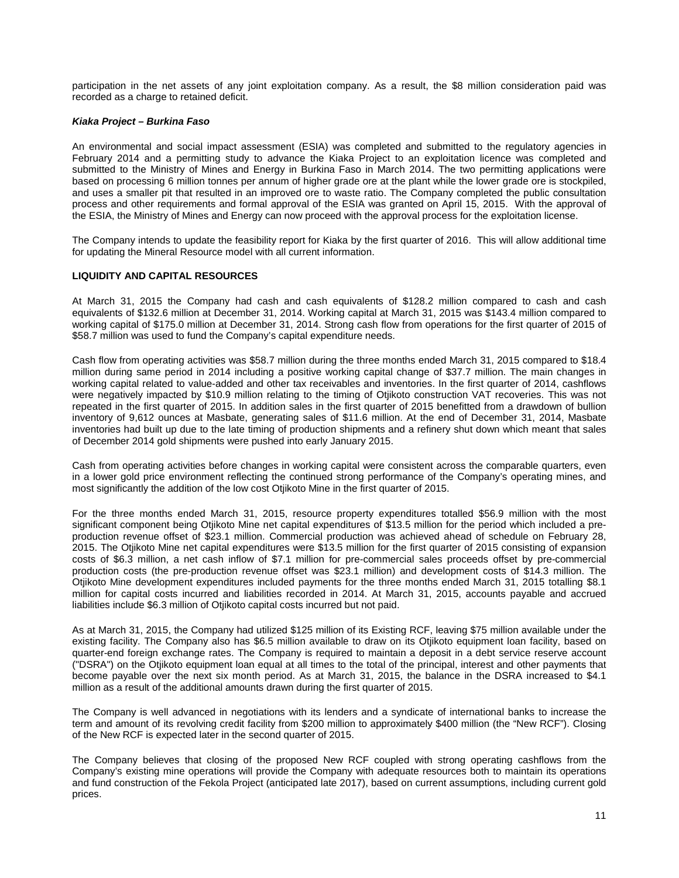participation in the net assets of any joint exploitation company. As a result, the $8 million consideration paid was recorded as a charge to retained deficit.

***Kiaka Project – Burkina Faso***

An environmental and social impact assessment (ESIA) was completed and submitted to the regulatory agencies in February 2014 and a permitting study to advance the Kiaka Project to an exploitation licence was completed and submitted to the Ministry of Mines and Energy in Burkina Faso in March 2014. The two permitting applications were based on processing 6 million tonnes per annum of higher grade ore at the plant while the lower grade ore is stockpiled, and uses a smaller pit that resulted in an improved ore to waste ratio. The Company completed the public consultation process and other requirements and formal approval of the ESIA was granted on April 15, 2015. With the approval of the ESIA, the Ministry of Mines and Energy can now proceed with the approval process for the exploitation license.

The Company intends to update the feasibility report for Kiaka by the first quarter of 2016. This will allow additional time for updating the Mineral Resource model with all current information.

## LIQUIDITY AND CAPITAL RESOURCES

At March 31, 2015 the Company had cash and cash equivalents of $128.2 million compared to cash and cash equivalents of $132.6 million at December 31, 2014. Working capital at March 31, 2015 was $143.4 million compared to working capital of $175.0 million at December 31, 2014. Strong cash flow from operations for the first quarter of 2015 of $58.7 million was used to fund the Company's capital expenditure needs.

Cash flow from operating activities was $58.7 million during the three months ended March 31, 2015 compared to $18.4 million during same period in 2014 including a positive working capital change of $37.7 million. The main changes in working capital related to value-added and other tax receivables and inventories. In the first quarter of 2014, cashflows were negatively impacted by $10.9 million relating to the timing of Otjikoto construction VAT recoveries. This was not repeated in the first quarter of 2015. In addition sales in the first quarter of 2015 benefitted from a drawdown of bullion inventory of 9,612 ounces at Masbate, generating sales of $11.6 million. At the end of December 31, 2014, Masbate inventories had built up due to the late timing of production shipments and a refinery shut down which meant that sales of December 2014 gold shipments were pushed into early January 2015.

Cash from operating activities before changes in working capital were consistent across the comparable quarters, even in a lower gold price environment reflecting the continued strong performance of the Company's operating mines, and most significantly the addition of the low cost Otjikoto Mine in the first quarter of 2015.

For the three months ended March 31, 2015, resource property expenditures totalled $56.9 million with the most significant component being Otjikoto Mine net capital expenditures of $13.5 million for the period which included a pre-production revenue offset of $23.1 million. Commercial production was achieved ahead of schedule on February 28, 2015. The Otjikoto Mine net capital expenditures were $13.5 million for the first quarter of 2015 consisting of expansion costs of $6.3 million, a net cash inflow of $7.1 million for pre-commercial sales proceeds offset by pre-commercial production costs (the pre-production revenue offset was $23.1 million) and development costs of $14.3 million. The Otjikoto Mine development expenditures included payments for the three months ended March 31, 2015 totalling $8.1 million for capital costs incurred and liabilities recorded in 2014. At March 31, 2015, accounts payable and accrued liabilities include $6.3 million of Otjikoto capital costs incurred but not paid.

As at March 31, 2015, the Company had utilized $125 million of its Existing RCF, leaving $75 million available under the existing facility. The Company also has $6.5 million available to draw on its Otjikoto equipment loan facility, based on quarter-end foreign exchange rates. The Company is required to maintain a deposit in a debt service reserve account ("DSRA") on the Otjikoto equipment loan equal at all times to the total of the principal, interest and other payments that become payable over the next six month period. As at March 31, 2015, the balance in the DSRA increased to $4.1 million as a result of the additional amounts drawn during the first quarter of 2015.

The Company is well advanced in negotiations with its lenders and a syndicate of international banks to increase the term and amount of its revolving credit facility from $200 million to approximately $400 million (the "New RCF"). Closing of the New RCF is expected later in the second quarter of 2015.

The Company believes that closing of the proposed New RCF coupled with strong operating cashflows from the Company's existing mine operations will provide the Company with adequate resources both to maintain its operations and fund construction of the Fekola Project (anticipated late 2017), based on current assumptions, including current gold prices.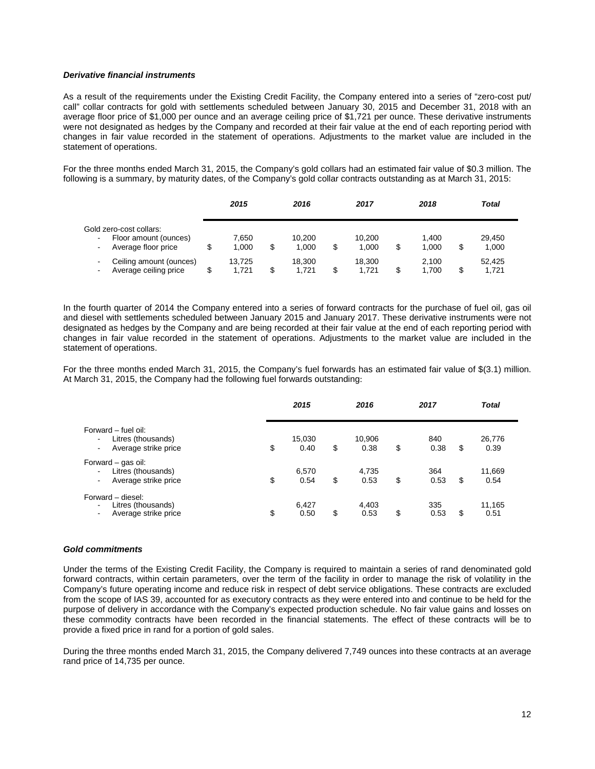***Derivative financial instruments***

As a result of the requirements under the Existing Credit Facility, the Company entered into a series of "zero-cost put/ call" collar contracts for gold with settlements scheduled between January 30, 2015 and December 31, 2018 with an average floor price of $1,000 per ounce and an average ceiling price of $1,721 per ounce. These derivative instruments were not designated as hedges by the Company and recorded at their fair value at the end of each reporting period with changes in fair value recorded in the statement of operations. Adjustments to the market value are included in the statement of operations.

For the three months ended March 31, 2015, the Company's gold collars had an estimated fair value of $0.3 million. The following is a summary, by maturity dates, of the Company's gold collar contracts outstanding as at March 31, 2015:

| | *2015* | *2016* | *2017* | *2018* | *Total* |
|---|---|---|---|---|---|
| Gold zero-cost collars: | | | | | |
| - Floor amount (ounces) | 7,650 | 10,200 | 10,200 | 1,400 | 29,450 |
| - Average floor price | $ 1,000 | $ 1,000 | $ 1,000 | $ 1,000 | $ 1,000 |
| - Ceiling amount (ounces) | 13,725 | 18,300 | 18,300 | 2,100 | 52,425 |
| - Average ceiling price | $ 1,721 | $ 1,721 | $ 1,721 | $ 1,700 | $ 1,721 |

In the fourth quarter of 2014 the Company entered into a series of forward contracts for the purchase of fuel oil, gas oil and diesel with settlements scheduled between January 2015 and January 2017. These derivative instruments were not designated as hedges by the Company and are being recorded at their fair value at the end of each reporting period with changes in fair value recorded in the statement of operations. Adjustments to the market value are included in the statement of operations.

For the three months ended March 31, 2015, the Company's fuel forwards has an estimated fair value of $(3.1) million. At March 31, 2015, the Company had the following fuel forwards outstanding:

| | *2015* | *2016* | *2017* | *Total* |
|---|---|---|---|---|
| Forward – fuel oil: | | | | |
| - Litres (thousands) | 15,030 | 10,906 | 840 | 26,776 |
| - Average strike price | $ 0.40 | $ 0.38 | $ 0.38 | $ 0.39 |
| Forward – gas oil: | | | | |
| - Litres (thousands) | 6,570 | 4,735 | 364 | 11,669 |
| - Average strike price | $ 0.54 | $ 0.53 | $ 0.53 | $ 0.54 |
| Forward – diesel: | | | | |
| - Litres (thousands) | 6,427 | 4,403 | 335 | 11,165 |
| - Average strike price | $ 0.50 | $ 0.53 | $ 0.53 | $ 0.51 |

***Gold commitments***

Under the terms of the Existing Credit Facility, the Company is required to maintain a series of rand denominated gold forward contracts, within certain parameters, over the term of the facility in order to manage the risk of volatility in the Company's future operating income and reduce risk in respect of debt service obligations. These contracts are excluded from the scope of IAS 39, accounted for as executory contracts as they were entered into and continue to be held for the purpose of delivery in accordance with the Company's expected production schedule. No fair value gains and losses on these commodity contracts have been recorded in the financial statements. The effect of these contracts will be to provide a fixed price in rand for a portion of gold sales.

During the three months ended March 31, 2015, the Company delivered 7,749 ounces into these contracts at an average rand price of 14,735 per ounce.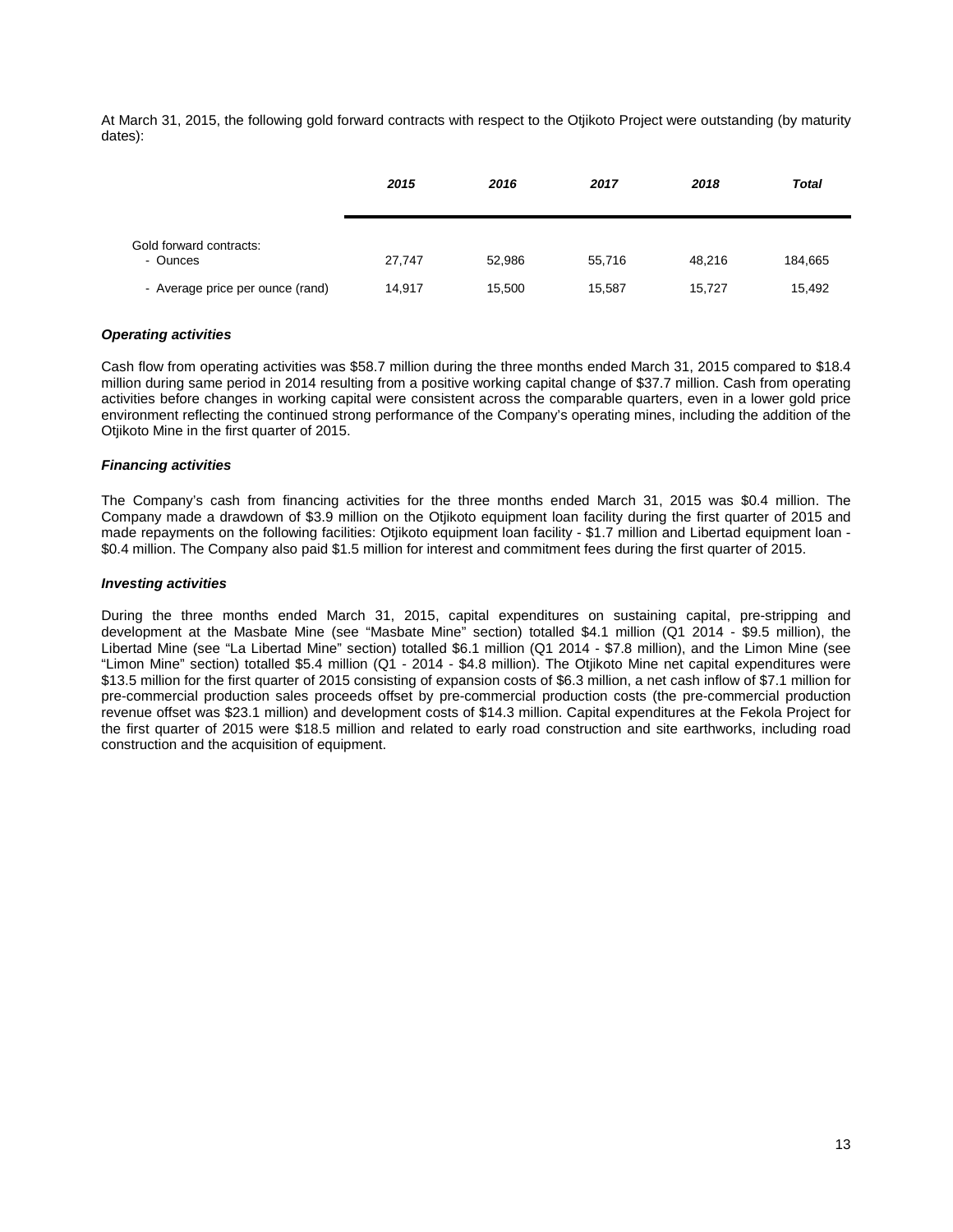At March 31, 2015, the following gold forward contracts with respect to the Otjikoto Project were outstanding (by maturity dates):

| | ***2015*** | ***2016*** | ***2017*** | ***2018*** | ***Total*** |
|---|---|---|---|---|---|
| Gold forward contracts: | | | | | |
| - Ounces | 27,747 | 52,986 | 55,716 | 48,216 | 184,665 |
| - Average price per ounce (rand) | 14,917 | 15,500 | 15,587 | 15,727 | 15,492 |

***Operating activities***

Cash flow from operating activities was \$58.7 million during the three months ended March 31, 2015 compared to \$18.4 million during same period in 2014 resulting from a positive working capital change of \$37.7 million. Cash from operating activities before changes in working capital were consistent across the comparable quarters, even in a lower gold price environment reflecting the continued strong performance of the Company's operating mines, including the addition of the Otjikoto Mine in the first quarter of 2015.

***Financing activities***

The Company's cash from financing activities for the three months ended March 31, 2015 was \$0.4 million. The Company made a drawdown of \$3.9 million on the Otjikoto equipment loan facility during the first quarter of 2015 and made repayments on the following facilities: Otjikoto equipment loan facility - \$1.7 million and Libertad equipment loan - \$0.4 million. The Company also paid \$1.5 million for interest and commitment fees during the first quarter of 2015.

***Investing activities***

During the three months ended March 31, 2015, capital expenditures on sustaining capital, pre-stripping and development at the Masbate Mine (see "Masbate Mine" section) totalled \$4.1 million (Q1 2014 - \$9.5 million), the Libertad Mine (see "La Libertad Mine" section) totalled \$6.1 million (Q1 2014 - \$7.8 million), and the Limon Mine (see "Limon Mine" section) totalled \$5.4 million (Q1 - 2014 - \$4.8 million). The Otjikoto Mine net capital expenditures were \$13.5 million for the first quarter of 2015 consisting of expansion costs of \$6.3 million, a net cash inflow of \$7.1 million for pre-commercial production sales proceeds offset by pre-commercial production costs (the pre-commercial production revenue offset was \$23.1 million) and development costs of \$14.3 million. Capital expenditures at the Fekola Project for the first quarter of 2015 were \$18.5 million and related to early road construction and site earthworks, including road construction and the acquisition of equipment.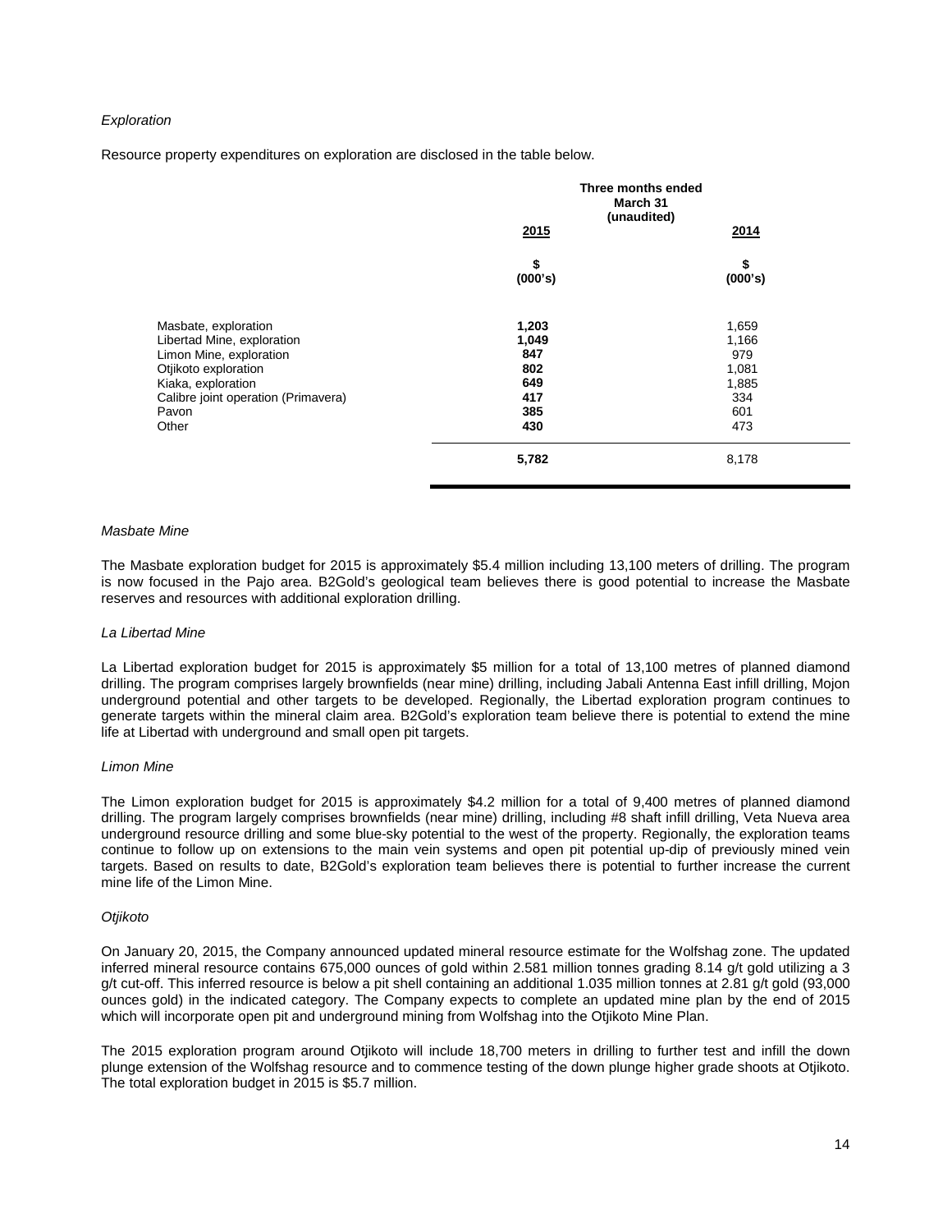*Exploration*

Resource property expenditures on exploration are disclosed in the table below.

| | Three months ended March 31 (unaudited) | |
|---|---|---|
| | 2015 | 2014 |
| | \$ (000's) | \$ (000's) |
| Masbate, exploration | **1,203** | 1,659 |
| Libertad Mine, exploration | **1,049** | 1,166 |
| Limon Mine, exploration | **847** | 979 |
| Otjikoto exploration | **802** | 1,081 |
| Kiaka, exploration | **649** | 1,885 |
| Calibre joint operation (Primavera) | **417** | 334 |
| Pavon | **385** | 601 |
| Other | **430** | 473 |
| | **5,782** | 8,178 |

*Masbate Mine*

The Masbate exploration budget for 2015 is approximately \$5.4 million including 13,100 meters of drilling. The program is now focused in the Pajo area. B2Gold's geological team believes there is good potential to increase the Masbate reserves and resources with additional exploration drilling.

*La Libertad Mine*

La Libertad exploration budget for 2015 is approximately \$5 million for a total of 13,100 metres of planned diamond drilling. The program comprises largely brownfields (near mine) drilling, including Jabali Antenna East infill drilling, Mojon underground potential and other targets to be developed. Regionally, the Libertad exploration program continues to generate targets within the mineral claim area. B2Gold's exploration team believe there is potential to extend the mine life at Libertad with underground and small open pit targets.

*Limon Mine*

The Limon exploration budget for 2015 is approximately \$4.2 million for a total of 9,400 metres of planned diamond drilling. The program largely comprises brownfields (near mine) drilling, including #8 shaft infill drilling, Veta Nueva area underground resource drilling and some blue-sky potential to the west of the property. Regionally, the exploration teams continue to follow up on extensions to the main vein systems and open pit potential up-dip of previously mined vein targets. Based on results to date, B2Gold's exploration team believes there is potential to further increase the current mine life of the Limon Mine.

*Otjikoto*

On January 20, 2015, the Company announced updated mineral resource estimate for the Wolfshag zone. The updated inferred mineral resource contains 675,000 ounces of gold within 2.581 million tonnes grading 8.14 g/t gold utilizing a 3 g/t cut-off. This inferred resource is below a pit shell containing an additional 1.035 million tonnes at 2.81 g/t gold (93,000 ounces gold) in the indicated category. The Company expects to complete an updated mine plan by the end of 2015 which will incorporate open pit and underground mining from Wolfshag into the Otjikoto Mine Plan.

The 2015 exploration program around Otjikoto will include 18,700 meters in drilling to further test and infill the down plunge extension of the Wolfshag resource and to commence testing of the down plunge higher grade shoots at Otjikoto. The total exploration budget in 2015 is \$5.7 million.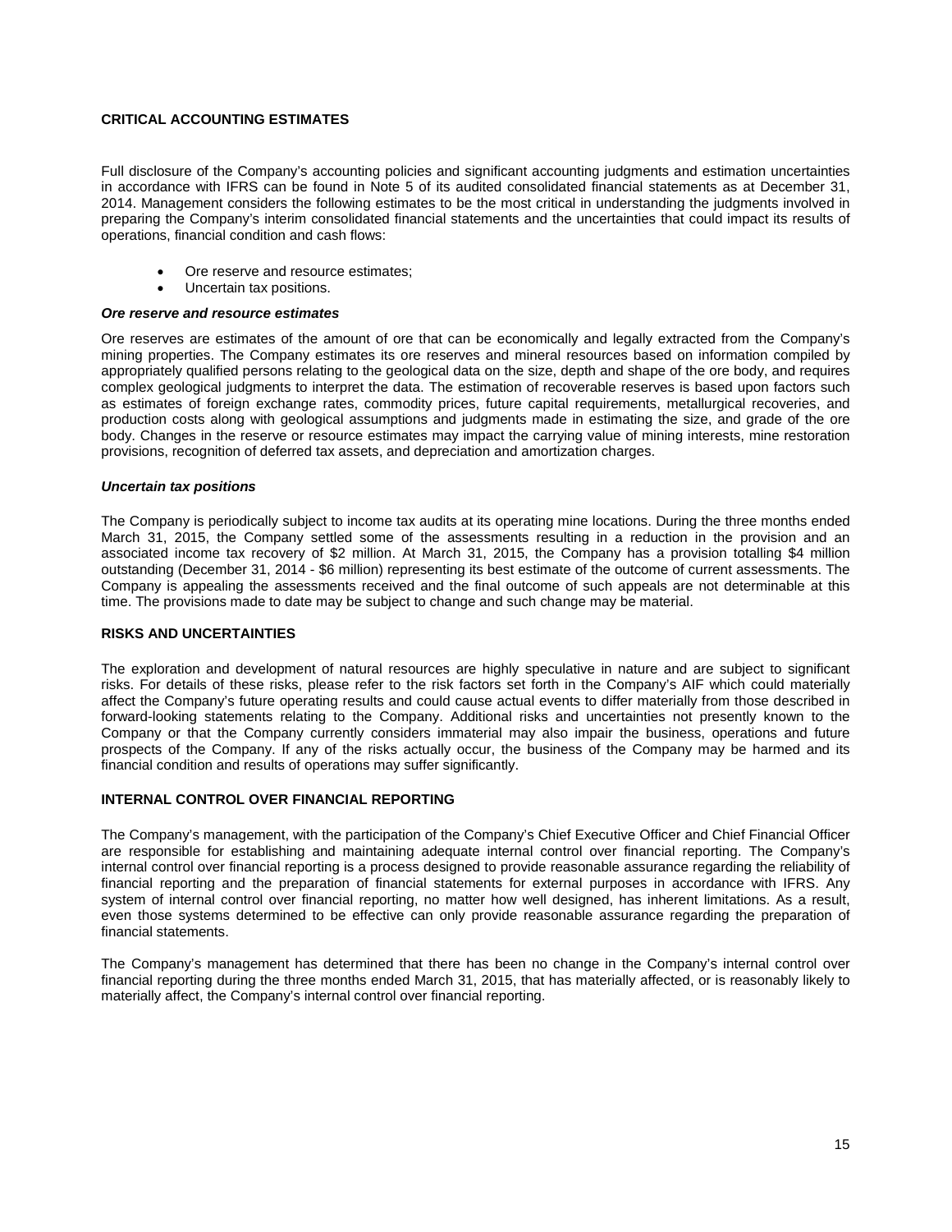## CRITICAL ACCOUNTING ESTIMATES

Full disclosure of the Company's accounting policies and significant accounting judgments and estimation uncertainties in accordance with IFRS can be found in Note 5 of its audited consolidated financial statements as at December 31, 2014. Management considers the following estimates to be the most critical in understanding the judgments involved in preparing the Company's interim consolidated financial statements and the uncertainties that could impact its results of operations, financial condition and cash flows:

- Ore reserve and resource estimates;
- Uncertain tax positions.

### *Ore reserve and resource estimates*

Ore reserves are estimates of the amount of ore that can be economically and legally extracted from the Company's mining properties. The Company estimates its ore reserves and mineral resources based on information compiled by appropriately qualified persons relating to the geological data on the size, depth and shape of the ore body, and requires complex geological judgments to interpret the data. The estimation of recoverable reserves is based upon factors such as estimates of foreign exchange rates, commodity prices, future capital requirements, metallurgical recoveries, and production costs along with geological assumptions and judgments made in estimating the size, and grade of the ore body. Changes in the reserve or resource estimates may impact the carrying value of mining interests, mine restoration provisions, recognition of deferred tax assets, and depreciation and amortization charges.

### *Uncertain tax positions*

The Company is periodically subject to income tax audits at its operating mine locations. During the three months ended March 31, 2015, the Company settled some of the assessments resulting in a reduction in the provision and an associated income tax recovery of $2 million. At March 31, 2015, the Company has a provision totalling $4 million outstanding (December 31, 2014 - $6 million) representing its best estimate of the outcome of current assessments. The Company is appealing the assessments received and the final outcome of such appeals are not determinable at this time. The provisions made to date may be subject to change and such change may be material.

## RISKS AND UNCERTAINTIES

The exploration and development of natural resources are highly speculative in nature and are subject to significant risks. For details of these risks, please refer to the risk factors set forth in the Company's AIF which could materially affect the Company's future operating results and could cause actual events to differ materially from those described in forward-looking statements relating to the Company. Additional risks and uncertainties not presently known to the Company or that the Company currently considers immaterial may also impair the business, operations and future prospects of the Company. If any of the risks actually occur, the business of the Company may be harmed and its financial condition and results of operations may suffer significantly.

## INTERNAL CONTROL OVER FINANCIAL REPORTING

The Company's management, with the participation of the Company's Chief Executive Officer and Chief Financial Officer are responsible for establishing and maintaining adequate internal control over financial reporting. The Company's internal control over financial reporting is a process designed to provide reasonable assurance regarding the reliability of financial reporting and the preparation of financial statements for external purposes in accordance with IFRS. Any system of internal control over financial reporting, no matter how well designed, has inherent limitations. As a result, even those systems determined to be effective can only provide reasonable assurance regarding the preparation of financial statements.

The Company's management has determined that there has been no change in the Company's internal control over financial reporting during the three months ended March 31, 2015, that has materially affected, or is reasonably likely to materially affect, the Company's internal control over financial reporting.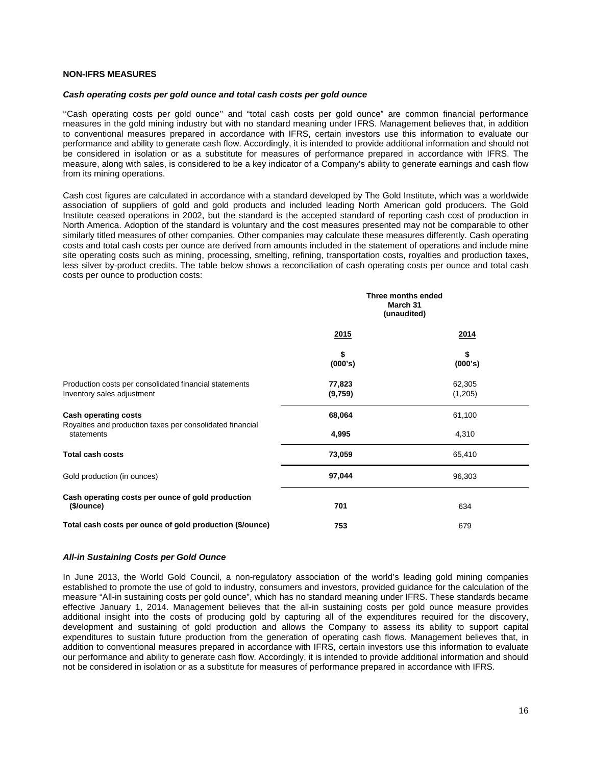## NON-IFRS MEASURES

### *Cash operating costs per gold ounce and total cash costs per gold ounce*

''Cash operating costs per gold ounce'' and "total cash costs per gold ounce" are common financial performance measures in the gold mining industry but with no standard meaning under IFRS. Management believes that, in addition to conventional measures prepared in accordance with IFRS, certain investors use this information to evaluate our performance and ability to generate cash flow. Accordingly, it is intended to provide additional information and should not be considered in isolation or as a substitute for measures of performance prepared in accordance with IFRS. The measure, along with sales, is considered to be a key indicator of a Company's ability to generate earnings and cash flow from its mining operations.

Cash cost figures are calculated in accordance with a standard developed by The Gold Institute, which was a worldwide association of suppliers of gold and gold products and included leading North American gold producers. The Gold Institute ceased operations in 2002, but the standard is the accepted standard of reporting cash cost of production in North America. Adoption of the standard is voluntary and the cost measures presented may not be comparable to other similarly titled measures of other companies. Other companies may calculate these measures differently. Cash operating costs and total cash costs per ounce are derived from amounts included in the statement of operations and include mine site operating costs such as mining, processing, smelting, refining, transportation costs, royalties and production taxes, less silver by-product credits. The table below shows a reconciliation of cash operating costs per ounce and total cash costs per ounce to production costs:

| | Three months ended March 31 (unaudited) | |
|---|---|---|
| | **2015** | **2014** |
| | **\$ (000's)** | **\$ (000's)** |
| Production costs per consolidated financial statements | **77,823** | 62,305 |
| Inventory sales adjustment | **(9,759)** | (1,205) |
| **Cash operating costs** | **68,064** | 61,100 |
| Royalties and production taxes per consolidated financial statements | **4,995** | 4,310 |
| **Total cash costs** | **73,059** | 65,410 |
| Gold production (in ounces) | **97,044** | 96,303 |
| **Cash operating costs per ounce of gold production (\$/ounce)** | **701** | 634 |
| **Total cash costs per ounce of gold production (\$/ounce)** | **753** | 679 |

### *All-in Sustaining Costs per Gold Ounce*

In June 2013, the World Gold Council, a non-regulatory association of the world's leading gold mining companies established to promote the use of gold to industry, consumers and investors, provided guidance for the calculation of the measure "All-in sustaining costs per gold ounce", which has no standard meaning under IFRS. These standards became effective January 1, 2014. Management believes that the all-in sustaining costs per gold ounce measure provides additional insight into the costs of producing gold by capturing all of the expenditures required for the discovery, development and sustaining of gold production and allows the Company to assess its ability to support capital expenditures to sustain future production from the generation of operating cash flows. Management believes that, in addition to conventional measures prepared in accordance with IFRS, certain investors use this information to evaluate our performance and ability to generate cash flow. Accordingly, it is intended to provide additional information and should not be considered in isolation or as a substitute for measures of performance prepared in accordance with IFRS.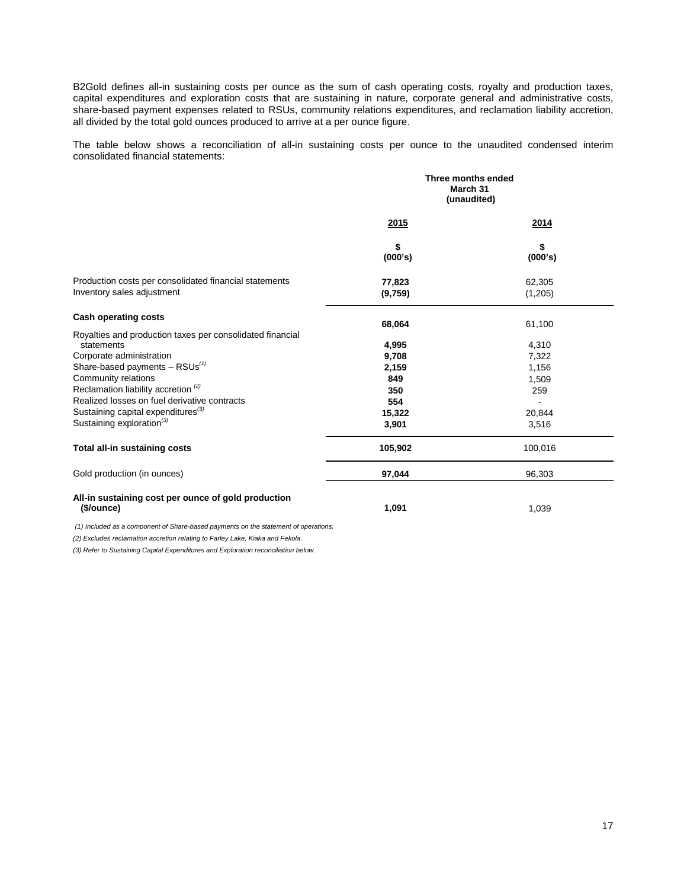B2Gold defines all-in sustaining costs per ounce as the sum of cash operating costs, royalty and production taxes, capital expenditures and exploration costs that are sustaining in nature, corporate general and administrative costs, share-based payment expenses related to RSUs, community relations expenditures, and reclamation liability accretion, all divided by the total gold ounces produced to arrive at a per ounce figure.

The table below shows a reconciliation of all-in sustaining costs per ounce to the unaudited condensed interim consolidated financial statements:

| | Three months ended March 31 (unaudited) | |
|---|---|---|
| | **2015** | **2014** |
| | **\$ (000's)** | **\$ (000's)** |
| Production costs per consolidated financial statements | **77,823** | 62,305 |
| Inventory sales adjustment | **(9,759)** | (1,205) |
| **Cash operating costs** | **68,064** | 61,100 |
| Royalties and production taxes per consolidated financial statements | **4,995** | 4,310 |
| Corporate administration | **9,708** | 7,322 |
| Share-based payments – RSUs[(1)] | **2,159** | 1,156 |
| Community relations | **849** | 1,509 |
| Reclamation liability accretion [(2)] | **350** | 259 |
| Realized losses on fuel derivative contracts | **554** | - |
| Sustaining capital expenditures[(3)] | **15,322** | 20,844 |
| Sustaining exploration[(3)] | **3,901** | 3,516 |
| **Total all-in sustaining costs** | **105,902** | 100,016 |
| Gold production (in ounces) | **97,044** | 96,303 |
| **All-in sustaining cost per ounce of gold production (\$/ounce)** | **1,091** | 1,039 |

*(1) Included as a component of Share-based payments on the statement of operations.*

*(2) Excludes reclamation accretion relating to Farley Lake, Kiaka and Fekola.*

*(3) Refer to Sustaining Capital Expenditures and Exploration reconciliation below.*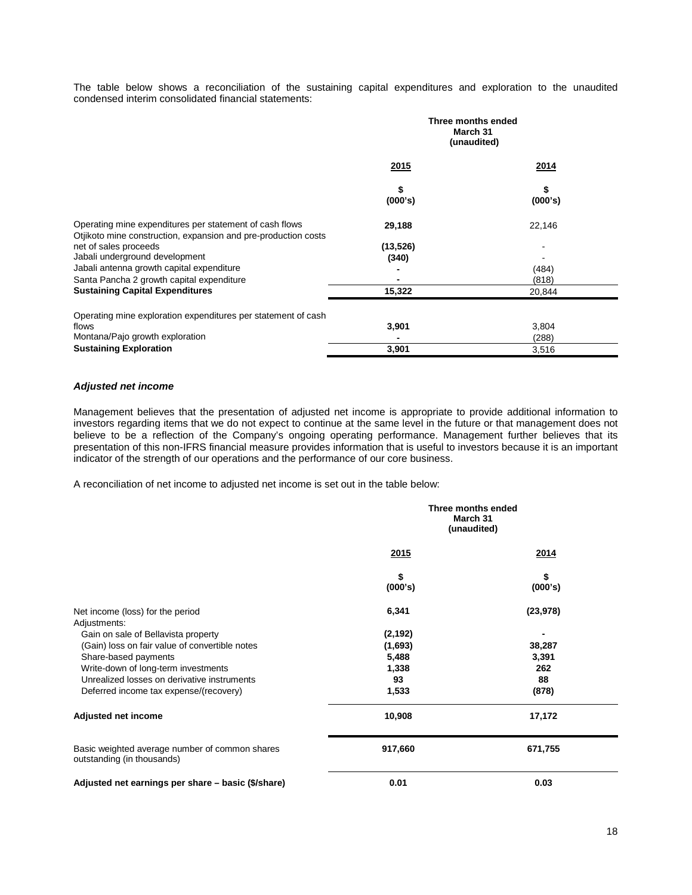The table below shows a reconciliation of the sustaining capital expenditures and exploration to the unaudited condensed interim consolidated financial statements:

| | Three months ended March 31 (unaudited) | |
|---|---|---|
| | **2015** | **2014** |
| | **\$ (000's)** | **\$ (000's)** |
| Operating mine expenditures per statement of cash flows | **29,188** | 22,146 |
| Otjikoto mine construction, expansion and pre-production costs net of sales proceeds | **(13,526)** | - |
| Jabali underground development | **(340)** | - |
| Jabali antenna growth capital expenditure | **-** | (484) |
| Santa Pancha 2 growth capital expenditure | **-** | (818) |
| **Sustaining Capital Expenditures** | **15,322** | 20,844 |
| Operating mine exploration expenditures per statement of cash flows | **3,901** | 3,804 |
| Montana/Pajo growth exploration | **-** | (288) |
| **Sustaining Exploration** | **3,901** | 3,516 |

***Adjusted net income***

Management believes that the presentation of adjusted net income is appropriate to provide additional information to investors regarding items that we do not expect to continue at the same level in the future or that management does not believe to be a reflection of the Company's ongoing operating performance. Management further believes that its presentation of this non-IFRS financial measure provides information that is useful to investors because it is an important indicator of the strength of our operations and the performance of our core business.

A reconciliation of net income to adjusted net income is set out in the table below:

| | Three months ended March 31 (unaudited) | |
|---|---|---|
| | **2015** | **2014** |
| | **\$ (000's)** | **\$ (000's)** |
| Net income (loss) for the period | **6,341** | **(23,978)** |
| Adjustments: | | |
| Gain on sale of Bellavista property | **(2,192)** | **-** |
| (Gain) loss on fair value of convertible notes | **(1,693)** | **38,287** |
| Share-based payments | **5,488** | **3,391** |
| Write-down of long-term investments | **1,338** | **262** |
| Unrealized losses on derivative instruments | **93** | **88** |
| Deferred income tax expense/(recovery) | **1,533** | **(878)** |
| **Adjusted net income** | **10,908** | **17,172** |
| Basic weighted average number of common shares outstanding (in thousands) | **917,660** | **671,755** |
| **Adjusted net earnings per share – basic (\$/share)** | **0.01** | **0.03** |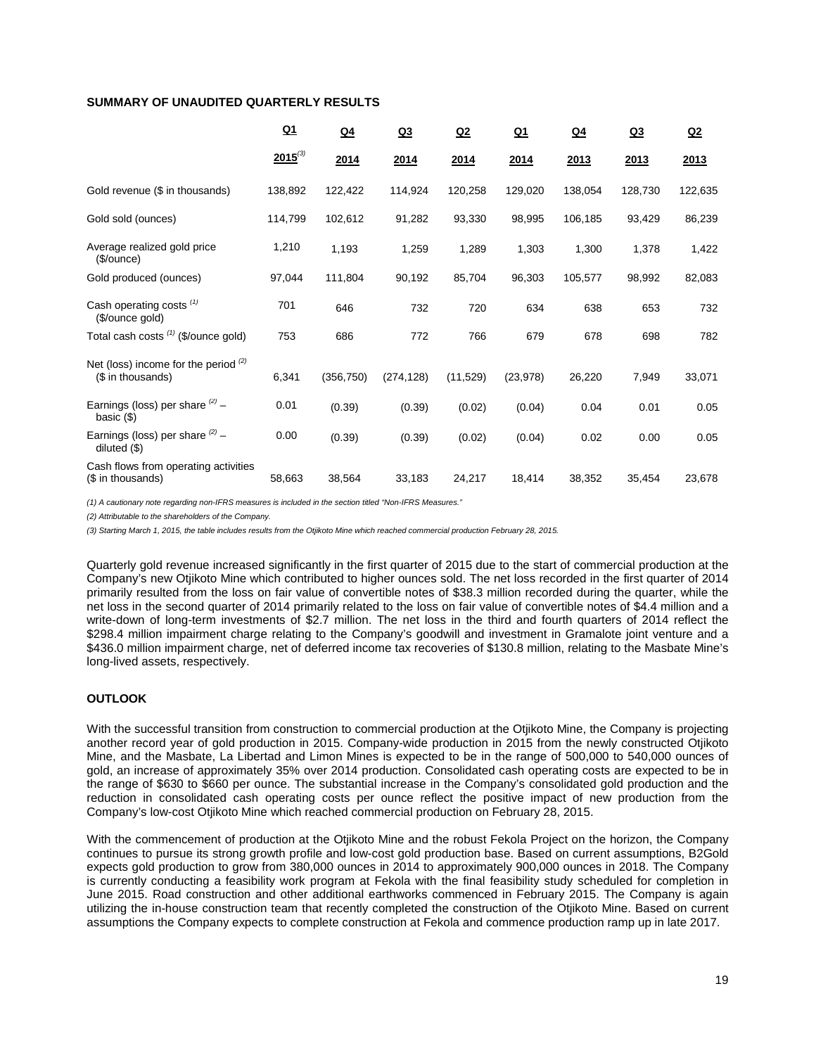**SUMMARY OF UNAUDITED QUARTERLY RESULTS**

| | Q1 2015[3] | Q4 2014 | Q3 2014 | Q2 2014 | Q1 2014 | Q4 2013 | Q3 2013 | Q2 2013 |
|---|---|---|---|---|---|---|---|---|
| Gold revenue ($ in thousands) | 138,892 | 122,422 | 114,924 | 120,258 | 129,020 | 138,054 | 128,730 | 122,635 |
| Gold sold (ounces) | 114,799 | 102,612 | 91,282 | 93,330 | 98,995 | 106,185 | 93,429 | 86,239 |
| Average realized gold price ($/ounce) | 1,210 | 1,193 | 1,259 | 1,289 | 1,303 | 1,300 | 1,378 | 1,422 |
| Gold produced (ounces) | 97,044 | 111,804 | 90,192 | 85,704 | 96,303 | 105,577 | 98,992 | 82,083 |
| Cash operating costs [1] ($/ounce gold) | 701 | 646 | 732 | 720 | 634 | 638 | 653 | 732 |
| Total cash costs [1] ($/ounce gold) | 753 | 686 | 772 | 766 | 679 | 678 | 698 | 782 |
| Net (loss) income for the period [2] ($ in thousands) | 6,341 | (356,750) | (274,128) | (11,529) | (23,978) | 26,220 | 7,949 | 33,071 |
| Earnings (loss) per share [2] – basic ($) | 0.01 | (0.39) | (0.39) | (0.02) | (0.04) | 0.04 | 0.01 | 0.05 |
| Earnings (loss) per share [2] – diluted ($) | 0.00 | (0.39) | (0.39) | (0.02) | (0.04) | 0.02 | 0.00 | 0.05 |
| Cash flows from operating activities ($ in thousands) | 58,663 | 38,564 | 33,183 | 24,217 | 18,414 | 38,352 | 35,454 | 23,678 |

*(1) A cautionary note regarding non-IFRS measures is included in the section titled "Non-IFRS Measures."*

*(2) Attributable to the shareholders of the Company.*

*(3) Starting March 1, 2015, the table includes results from the Otjikoto Mine which reached commercial production February 28, 2015.*

Quarterly gold revenue increased significantly in the first quarter of 2015 due to the start of commercial production at the Company's new Otjikoto Mine which contributed to higher ounces sold. The net loss recorded in the first quarter of 2014 primarily resulted from the loss on fair value of convertible notes of $38.3 million recorded during the quarter, while the net loss in the second quarter of 2014 primarily related to the loss on fair value of convertible notes of $4.4 million and a write-down of long-term investments of $2.7 million. The net loss in the third and fourth quarters of 2014 reflect the $298.4 million impairment charge relating to the Company's goodwill and investment in Gramalote joint venture and a $436.0 million impairment charge, net of deferred income tax recoveries of $130.8 million, relating to the Masbate Mine's long-lived assets, respectively.

**OUTLOOK**

With the successful transition from construction to commercial production at the Otjikoto Mine, the Company is projecting another record year of gold production in 2015. Company-wide production in 2015 from the newly constructed Otjikoto Mine, and the Masbate, La Libertad and Limon Mines is expected to be in the range of 500,000 to 540,000 ounces of gold, an increase of approximately 35% over 2014 production. Consolidated cash operating costs are expected to be in the range of $630 to $660 per ounce. The substantial increase in the Company's consolidated gold production and the reduction in consolidated cash operating costs per ounce reflect the positive impact of new production from the Company's low-cost Otjikoto Mine which reached commercial production on February 28, 2015.

With the commencement of production at the Otjikoto Mine and the robust Fekola Project on the horizon, the Company continues to pursue its strong growth profile and low-cost gold production base. Based on current assumptions, B2Gold expects gold production to grow from 380,000 ounces in 2014 to approximately 900,000 ounces in 2018. The Company is currently conducting a feasibility work program at Fekola with the final feasibility study scheduled for completion in June 2015. Road construction and other additional earthworks commenced in February 2015. The Company is again utilizing the in-house construction team that recently completed the construction of the Otjikoto Mine. Based on current assumptions the Company expects to complete construction at Fekola and commence production ramp up in late 2017.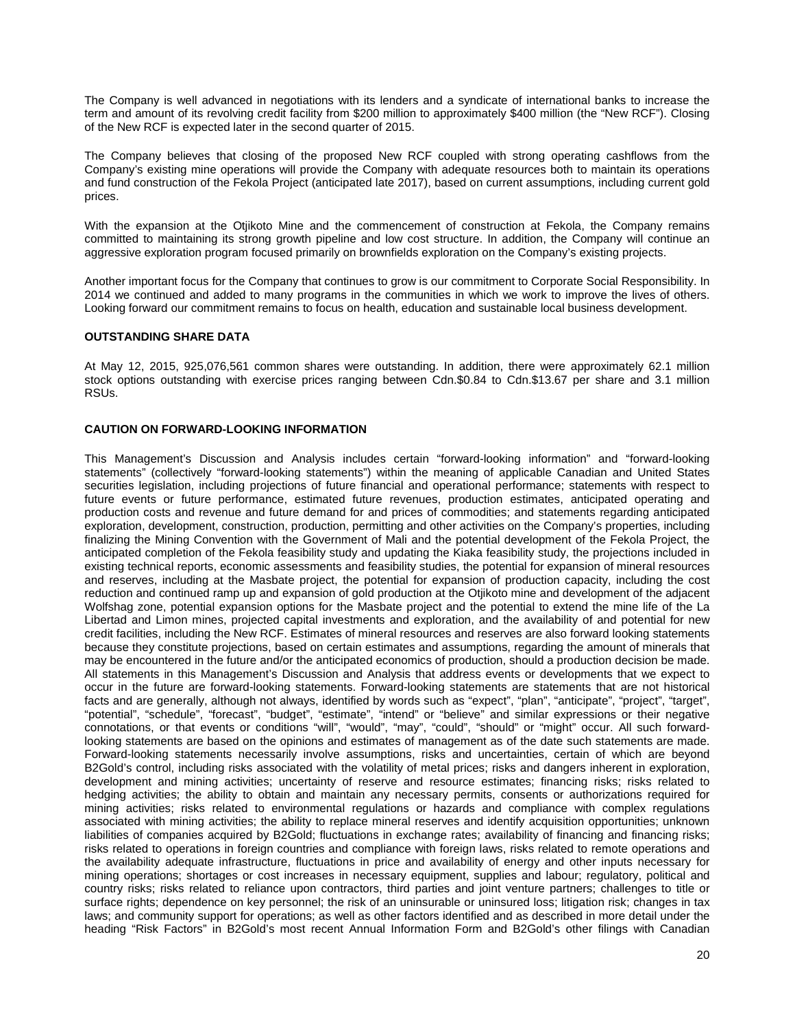The Company is well advanced in negotiations with its lenders and a syndicate of international banks to increase the term and amount of its revolving credit facility from $200 million to approximately $400 million (the "New RCF"). Closing of the New RCF is expected later in the second quarter of 2015.

The Company believes that closing of the proposed New RCF coupled with strong operating cashflows from the Company's existing mine operations will provide the Company with adequate resources both to maintain its operations and fund construction of the Fekola Project (anticipated late 2017), based on current assumptions, including current gold prices.

With the expansion at the Otjikoto Mine and the commencement of construction at Fekola, the Company remains committed to maintaining its strong growth pipeline and low cost structure. In addition, the Company will continue an aggressive exploration program focused primarily on brownfields exploration on the Company's existing projects.

Another important focus for the Company that continues to grow is our commitment to Corporate Social Responsibility. In 2014 we continued and added to many programs in the communities in which we work to improve the lives of others. Looking forward our commitment remains to focus on health, education and sustainable local business development.

## OUTSTANDING SHARE DATA

At May 12, 2015, 925,076,561 common shares were outstanding. In addition, there were approximately 62.1 million stock options outstanding with exercise prices ranging between Cdn.$0.84 to Cdn.$13.67 per share and 3.1 million RSUs.

## CAUTION ON FORWARD-LOOKING INFORMATION

This Management's Discussion and Analysis includes certain "forward-looking information" and "forward-looking statements" (collectively "forward-looking statements") within the meaning of applicable Canadian and United States securities legislation, including projections of future financial and operational performance; statements with respect to future events or future performance, estimated future revenues, production estimates, anticipated operating and production costs and revenue and future demand for and prices of commodities; and statements regarding anticipated exploration, development, construction, production, permitting and other activities on the Company's properties, including finalizing the Mining Convention with the Government of Mali and the potential development of the Fekola Project, the anticipated completion of the Fekola feasibility study and updating the Kiaka feasibility study, the projections included in existing technical reports, economic assessments and feasibility studies, the potential for expansion of mineral resources and reserves, including at the Masbate project, the potential for expansion of production capacity, including the cost reduction and continued ramp up and expansion of gold production at the Otjikoto mine and development of the adjacent Wolfshag zone, potential expansion options for the Masbate project and the potential to extend the mine life of the La Libertad and Limon mines, projected capital investments and exploration, and the availability of and potential for new credit facilities, including the New RCF. Estimates of mineral resources and reserves are also forward looking statements because they constitute projections, based on certain estimates and assumptions, regarding the amount of minerals that may be encountered in the future and/or the anticipated economics of production, should a production decision be made. All statements in this Management's Discussion and Analysis that address events or developments that we expect to occur in the future are forward-looking statements. Forward-looking statements are statements that are not historical facts and are generally, although not always, identified by words such as "expect", "plan", "anticipate", "project", "target", "potential", "schedule", "forecast", "budget", "estimate", "intend" or "believe" and similar expressions or their negative connotations, or that events or conditions "will", "would", "may", "could", "should" or "might" occur. All such forward-looking statements are based on the opinions and estimates of management as of the date such statements are made. Forward-looking statements necessarily involve assumptions, risks and uncertainties, certain of which are beyond B2Gold's control, including risks associated with the volatility of metal prices; risks and dangers inherent in exploration, development and mining activities; uncertainty of reserve and resource estimates; financing risks; risks related to hedging activities; the ability to obtain and maintain any necessary permits, consents or authorizations required for mining activities; risks related to environmental regulations or hazards and compliance with complex regulations associated with mining activities; the ability to replace mineral reserves and identify acquisition opportunities; unknown liabilities of companies acquired by B2Gold; fluctuations in exchange rates; availability of financing and financing risks; risks related to operations in foreign countries and compliance with foreign laws, risks related to remote operations and the availability adequate infrastructure, fluctuations in price and availability of energy and other inputs necessary for mining operations; shortages or cost increases in necessary equipment, supplies and labour; regulatory, political and country risks; risks related to reliance upon contractors, third parties and joint venture partners; challenges to title or surface rights; dependence on key personnel; the risk of an uninsurable or uninsured loss; litigation risk; changes in tax laws; and community support for operations; as well as other factors identified and as described in more detail under the heading "Risk Factors" in B2Gold's most recent Annual Information Form and B2Gold's other filings with Canadian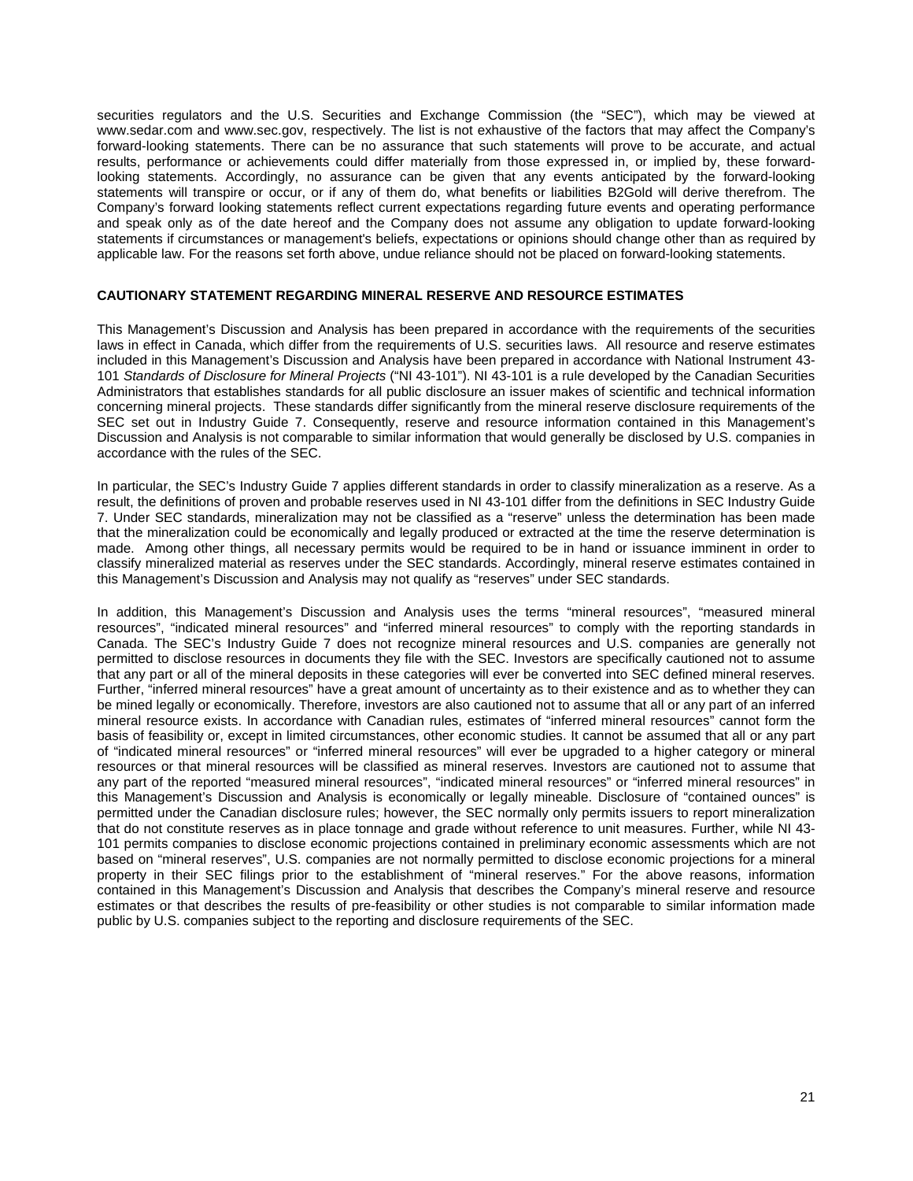securities regulators and the U.S. Securities and Exchange Commission (the "SEC"), which may be viewed at www.sedar.com and www.sec.gov, respectively. The list is not exhaustive of the factors that may affect the Company's forward-looking statements. There can be no assurance that such statements will prove to be accurate, and actual results, performance or achievements could differ materially from those expressed in, or implied by, these forward-looking statements. Accordingly, no assurance can be given that any events anticipated by the forward-looking statements will transpire or occur, or if any of them do, what benefits or liabilities B2Gold will derive therefrom. The Company's forward looking statements reflect current expectations regarding future events and operating performance and speak only as of the date hereof and the Company does not assume any obligation to update forward-looking statements if circumstances or management's beliefs, expectations or opinions should change other than as required by applicable law. For the reasons set forth above, undue reliance should not be placed on forward-looking statements.

## CAUTIONARY STATEMENT REGARDING MINERAL RESERVE AND RESOURCE ESTIMATES

This Management's Discussion and Analysis has been prepared in accordance with the requirements of the securities laws in effect in Canada, which differ from the requirements of U.S. securities laws. All resource and reserve estimates included in this Management's Discussion and Analysis have been prepared in accordance with National Instrument 43-101 *Standards of Disclosure for Mineral Projects* ("NI 43-101"). NI 43-101 is a rule developed by the Canadian Securities Administrators that establishes standards for all public disclosure an issuer makes of scientific and technical information concerning mineral projects. These standards differ significantly from the mineral reserve disclosure requirements of the SEC set out in Industry Guide 7. Consequently, reserve and resource information contained in this Management's Discussion and Analysis is not comparable to similar information that would generally be disclosed by U.S. companies in accordance with the rules of the SEC.

In particular, the SEC's Industry Guide 7 applies different standards in order to classify mineralization as a reserve. As a result, the definitions of proven and probable reserves used in NI 43-101 differ from the definitions in SEC Industry Guide 7. Under SEC standards, mineralization may not be classified as a "reserve" unless the determination has been made that the mineralization could be economically and legally produced or extracted at the time the reserve determination is made. Among other things, all necessary permits would be required to be in hand or issuance imminent in order to classify mineralized material as reserves under the SEC standards. Accordingly, mineral reserve estimates contained in this Management's Discussion and Analysis may not qualify as "reserves" under SEC standards.

In addition, this Management's Discussion and Analysis uses the terms "mineral resources", "measured mineral resources", "indicated mineral resources" and "inferred mineral resources" to comply with the reporting standards in Canada. The SEC's Industry Guide 7 does not recognize mineral resources and U.S. companies are generally not permitted to disclose resources in documents they file with the SEC. Investors are specifically cautioned not to assume that any part or all of the mineral deposits in these categories will ever be converted into SEC defined mineral reserves. Further, "inferred mineral resources" have a great amount of uncertainty as to their existence and as to whether they can be mined legally or economically. Therefore, investors are also cautioned not to assume that all or any part of an inferred mineral resource exists. In accordance with Canadian rules, estimates of "inferred mineral resources" cannot form the basis of feasibility or, except in limited circumstances, other economic studies. It cannot be assumed that all or any part of "indicated mineral resources" or "inferred mineral resources" will ever be upgraded to a higher category or mineral resources or that mineral resources will be classified as mineral reserves. Investors are cautioned not to assume that any part of the reported "measured mineral resources", "indicated mineral resources" or "inferred mineral resources" in this Management's Discussion and Analysis is economically or legally mineable. Disclosure of "contained ounces" is permitted under the Canadian disclosure rules; however, the SEC normally only permits issuers to report mineralization that do not constitute reserves as in place tonnage and grade without reference to unit measures. Further, while NI 43-101 permits companies to disclose economic projections contained in preliminary economic assessments which are not based on "mineral reserves", U.S. companies are not normally permitted to disclose economic projections for a mineral property in their SEC filings prior to the establishment of "mineral reserves." For the above reasons, information contained in this Management's Discussion and Analysis that describes the Company's mineral reserve and resource estimates or that describes the results of pre-feasibility or other studies is not comparable to similar information made public by U.S. companies subject to the reporting and disclosure requirements of the SEC.